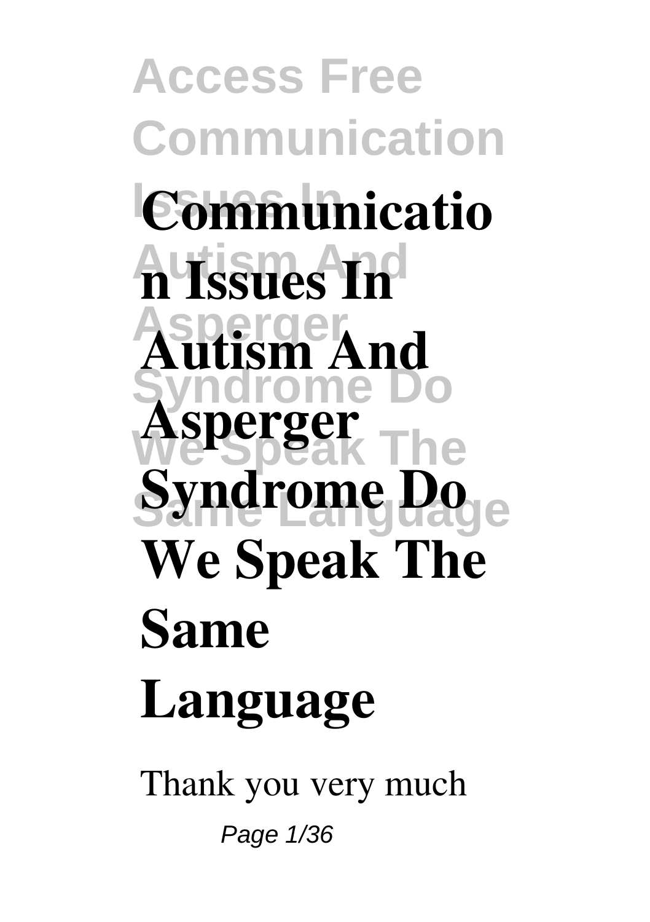# Communication Issues In Autism And Asperger Syndrome Do We Speak The Same Language

Thank you very much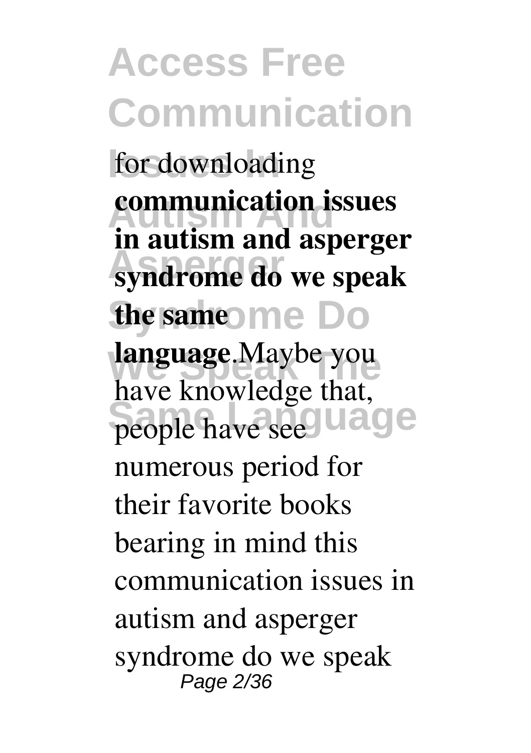for downloading **communication issues in autism and asperger syndrome do we speak the same language**.Maybe you have knowledge that, people have see numerous period for their favorite books bearing in mind this communication issues in autism and asperger syndrome do we speak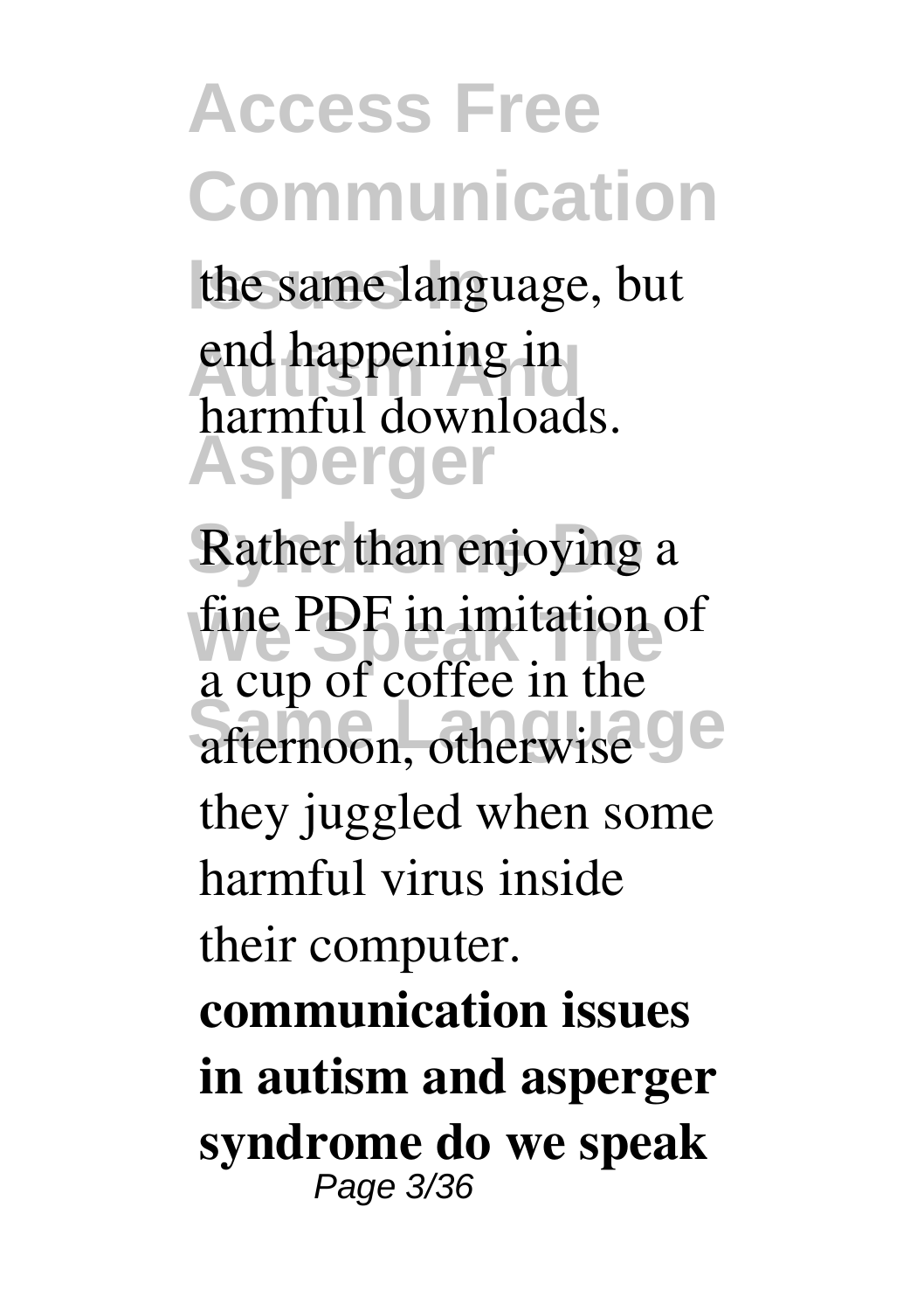the same language, but end happening in harmful downloads.

Rather than enjoying a fine PDF in imitation of a cup of coffee in the afternoon, otherwise they juggled when some harmful virus inside their computer.

**communication issues in autism and asperger syndrome do we speak**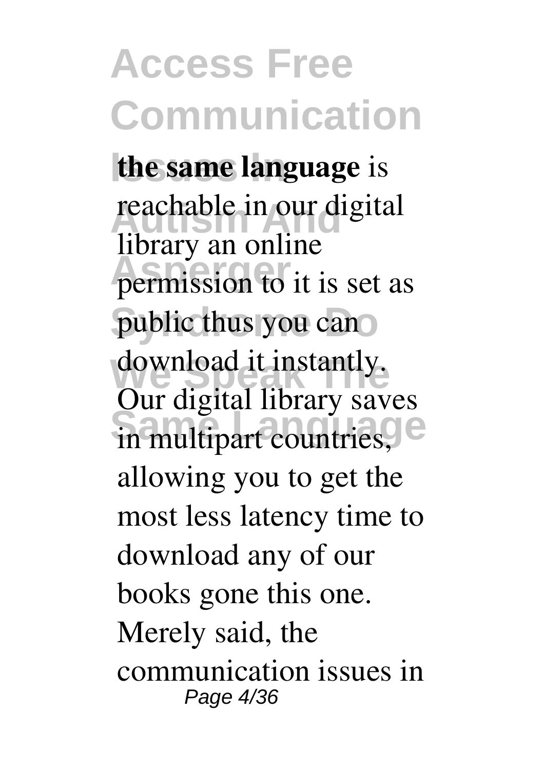**the same language** is reachable in our digital library an online permission to it is set as public thus you can download it instantly. Our digital library saves in multipart countries, allowing you to get the most less latency time to download any of our books gone this one. Merely said, the communication issues in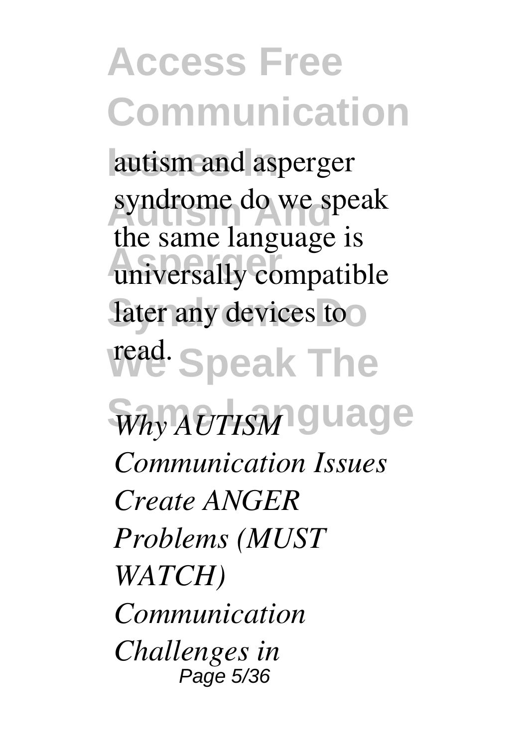autism and asperger syndrome do we speak the same language is universally compatible later any devices to read.

*Why AUTISM Communication Issues Create ANGER Problems (MUST WATCH)* *Communication Challenges in*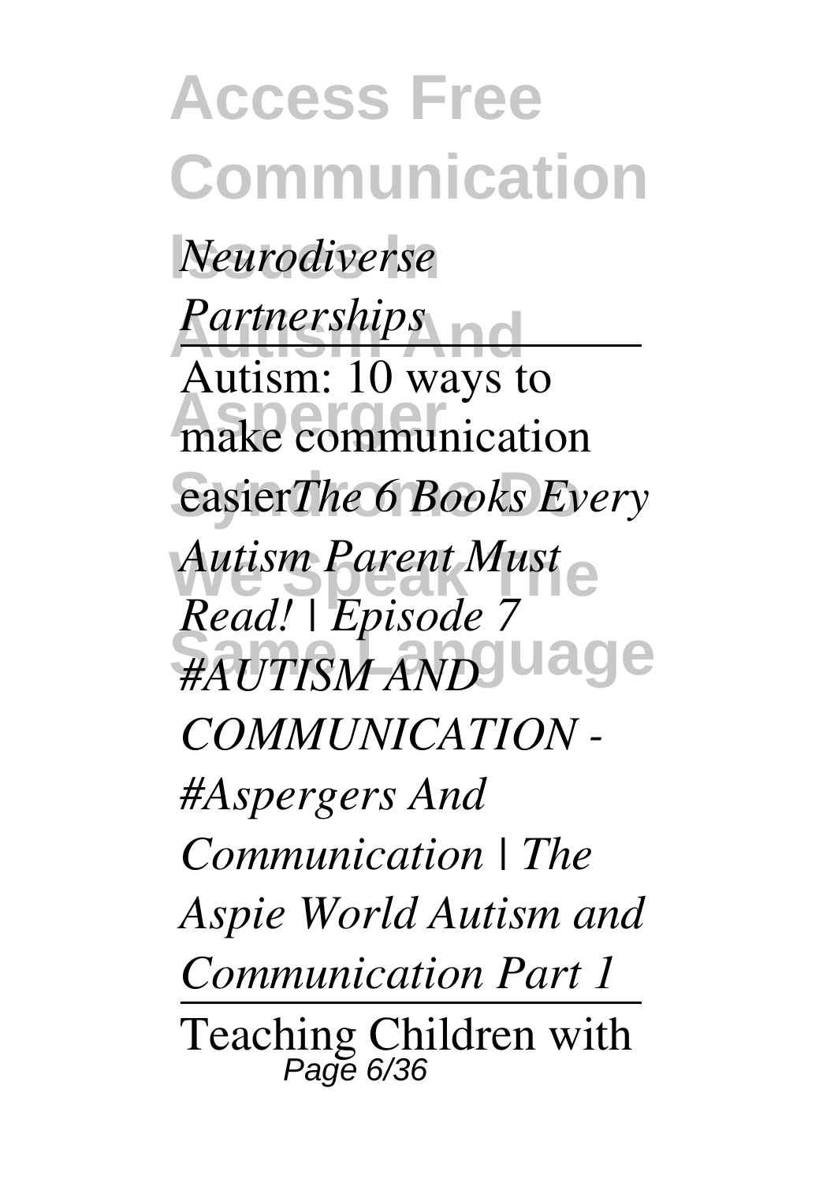*Neurodiverse Partnerships*

Autism: 10 ways to make communication easier*The 6 Books Every Autism Parent Must Read! | Episode 7* *#AUTISM AND COMMUNICATION - #Aspergers And Communication | The Aspie World Autism and Communication Part 1*

Teaching Children with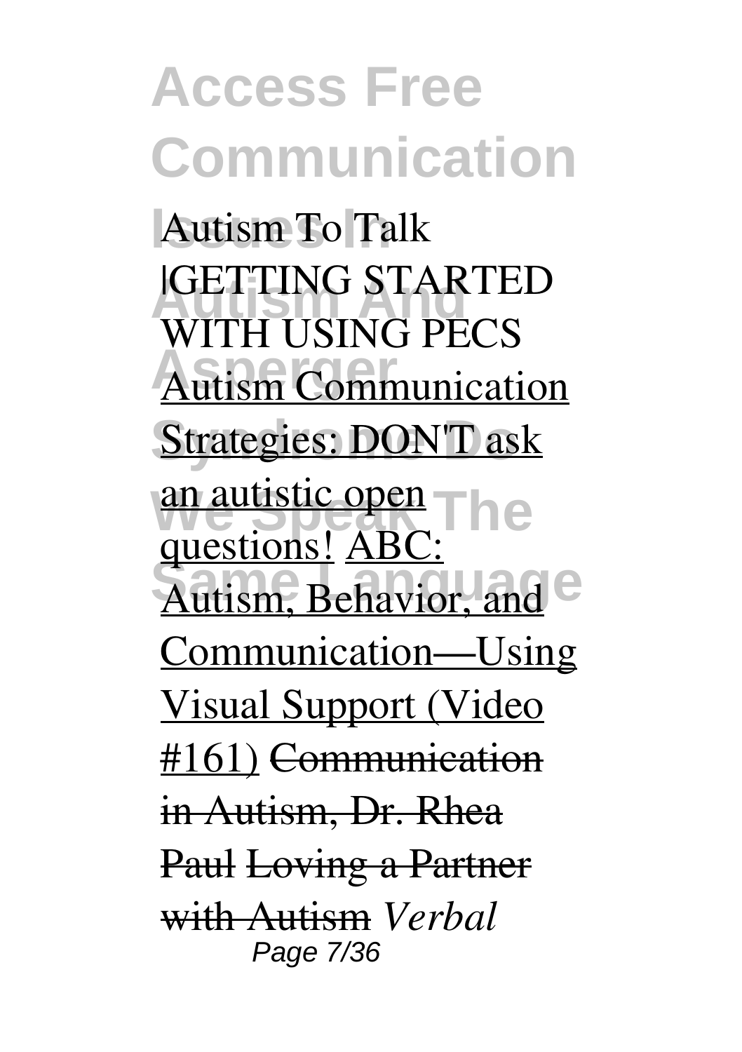Autism To Talk |GETTING STARTED WITH USING PECS Autism Communication Strategies: DON'T ask an autistic open questions! ABC: Autism, Behavior, and Communication—Using Visual Support (Video #161) ~~Communication in Autism, Dr. Rhea Paul~~ ~~Loving a Partner with Autism~~ *Verbal*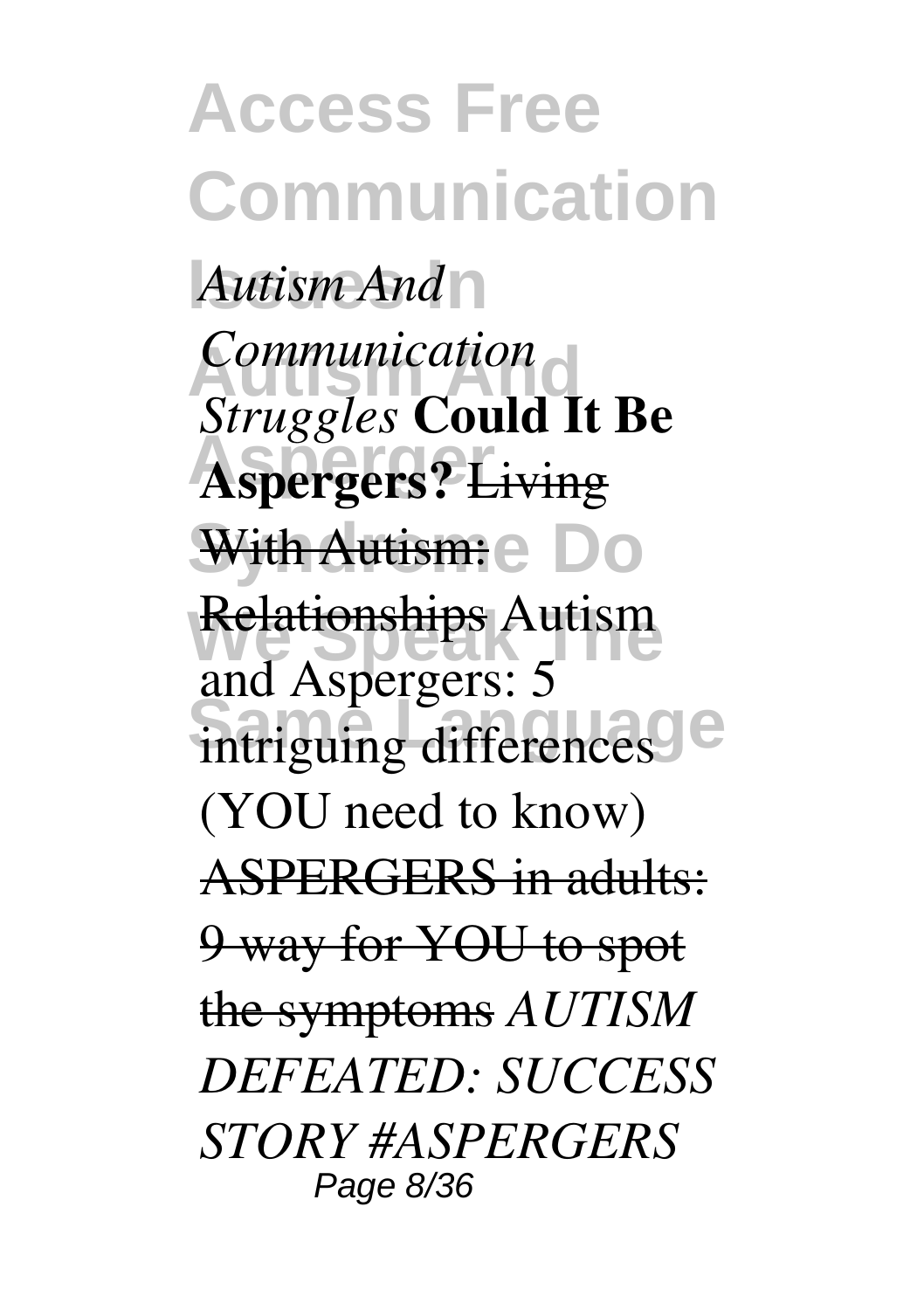*Autism And Communication Struggles* **Could It Be Aspergers?** ~~Living With Autism: Relationships~~ Autism and Aspergers: 5 intriguing differences (YOU need to know) ~~ASPERGERS in adults: 9 way for YOU to spot the symptoms~~ *AUTISM DEFEATED: SUCCESS STORY #ASPERGERS*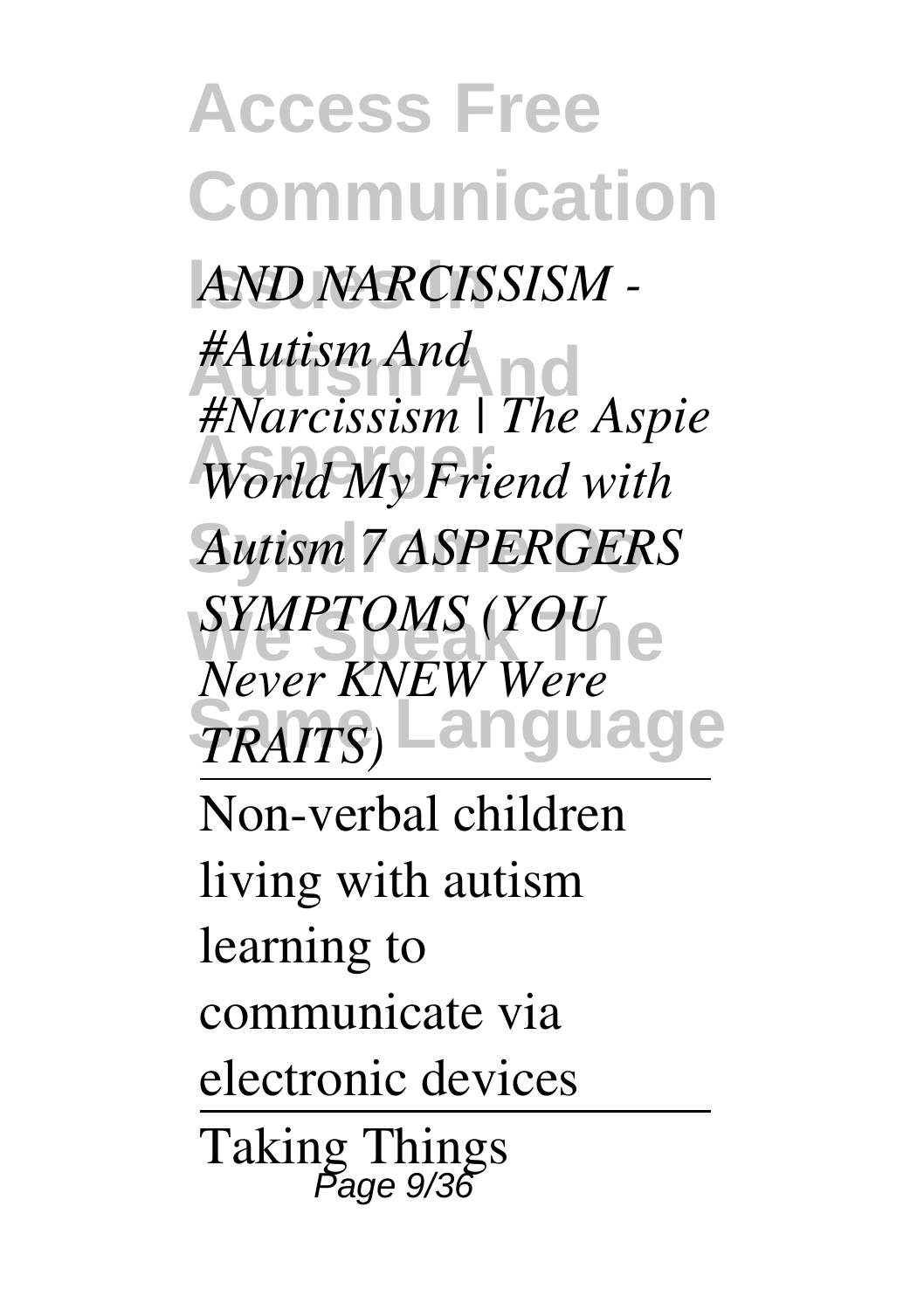*AND NARCISSISM - #Autism And #Narcissism | The Aspie World My Friend with Autism 7 ASPERGERS SYMPTOMS (YOU Never KNEW Were TRAITS)*

---

Non-verbal children living with autism learning to communicate via electronic devices

---

Taking Things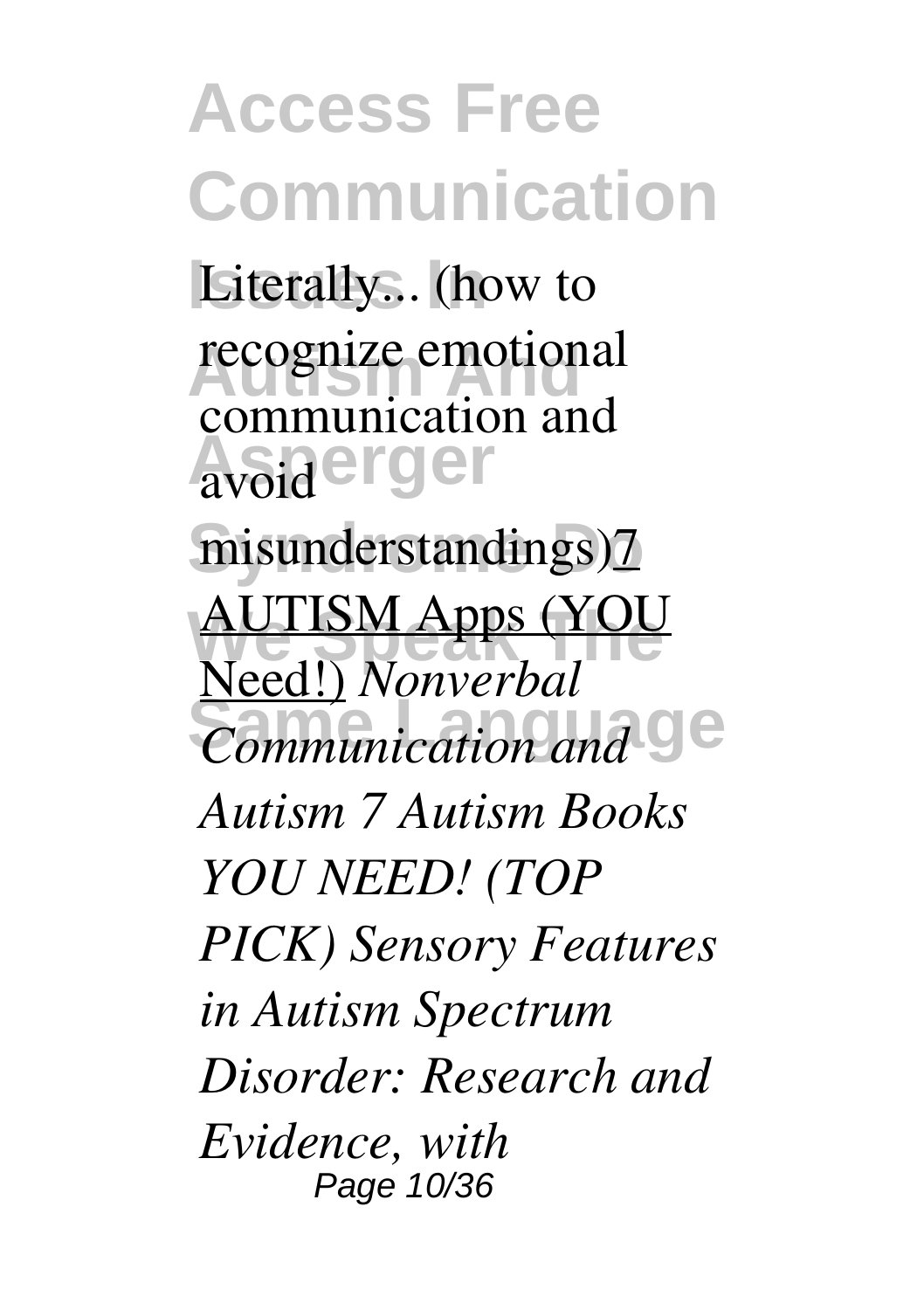Literally... (how to recognize emotional communication and avoid misunderstandings)7 AUTISM Apps (YOU Need!) *Nonverbal Communication and Autism 7 Autism Books YOU NEED! (TOP PICK) Sensory Features in Autism Spectrum Disorder: Research and Evidence, with*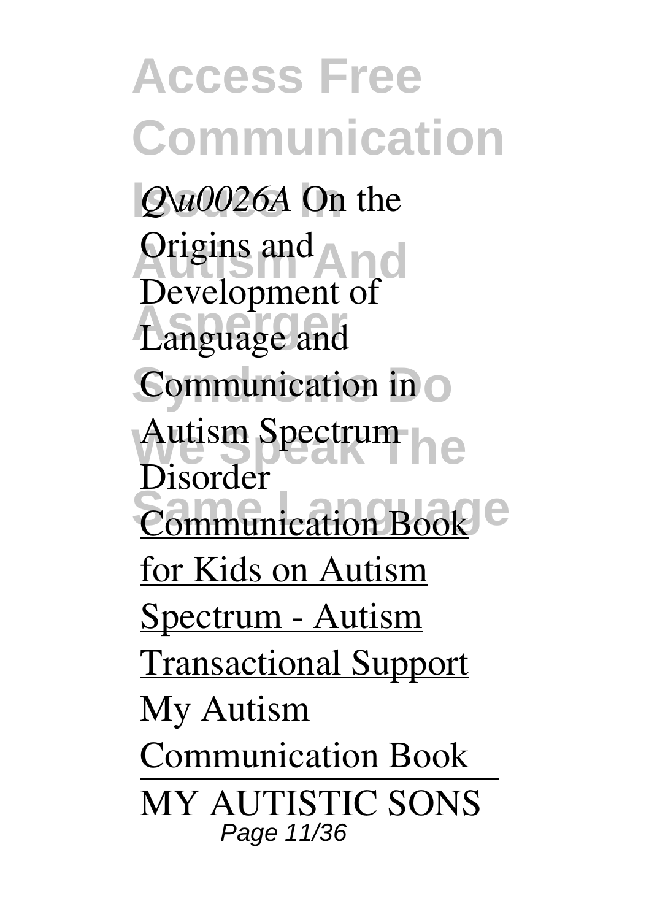*Q\u0026A* On the Origins and Development of Language and Communication in Autism Spectrum Disorder

Communication Book for Kids on Autism Spectrum - Autism Transactional Support

My Autism Communication Book

---

MY AUTISTIC SONS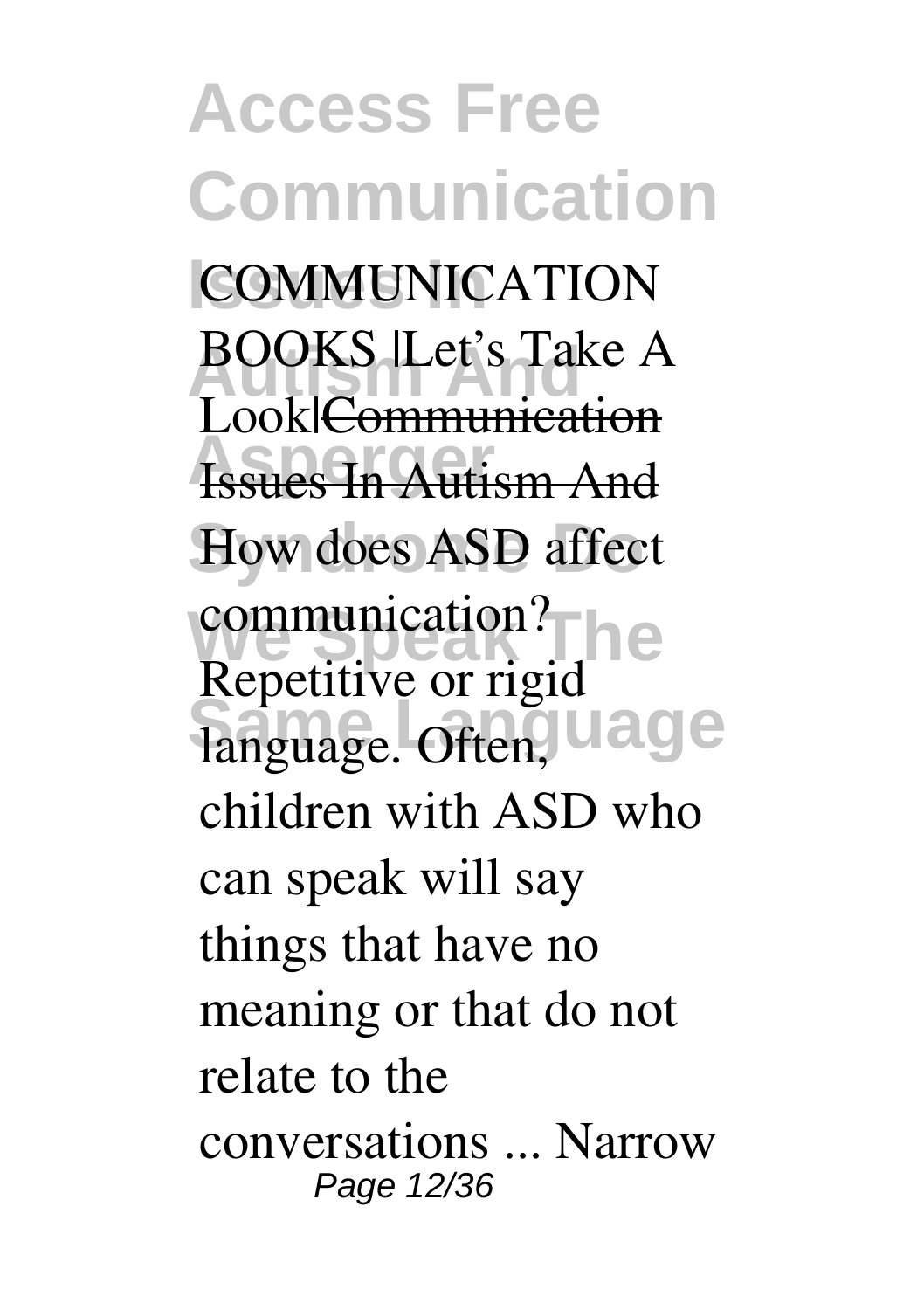COMMUNICATION BOOKS |Let's Take A Look|~~Communication Issues In Autism And~~ How does ASD affect communication? Repetitive or rigid language. Often, children with ASD who can speak will say things that have no meaning or that do not relate to the conversations ... Narrow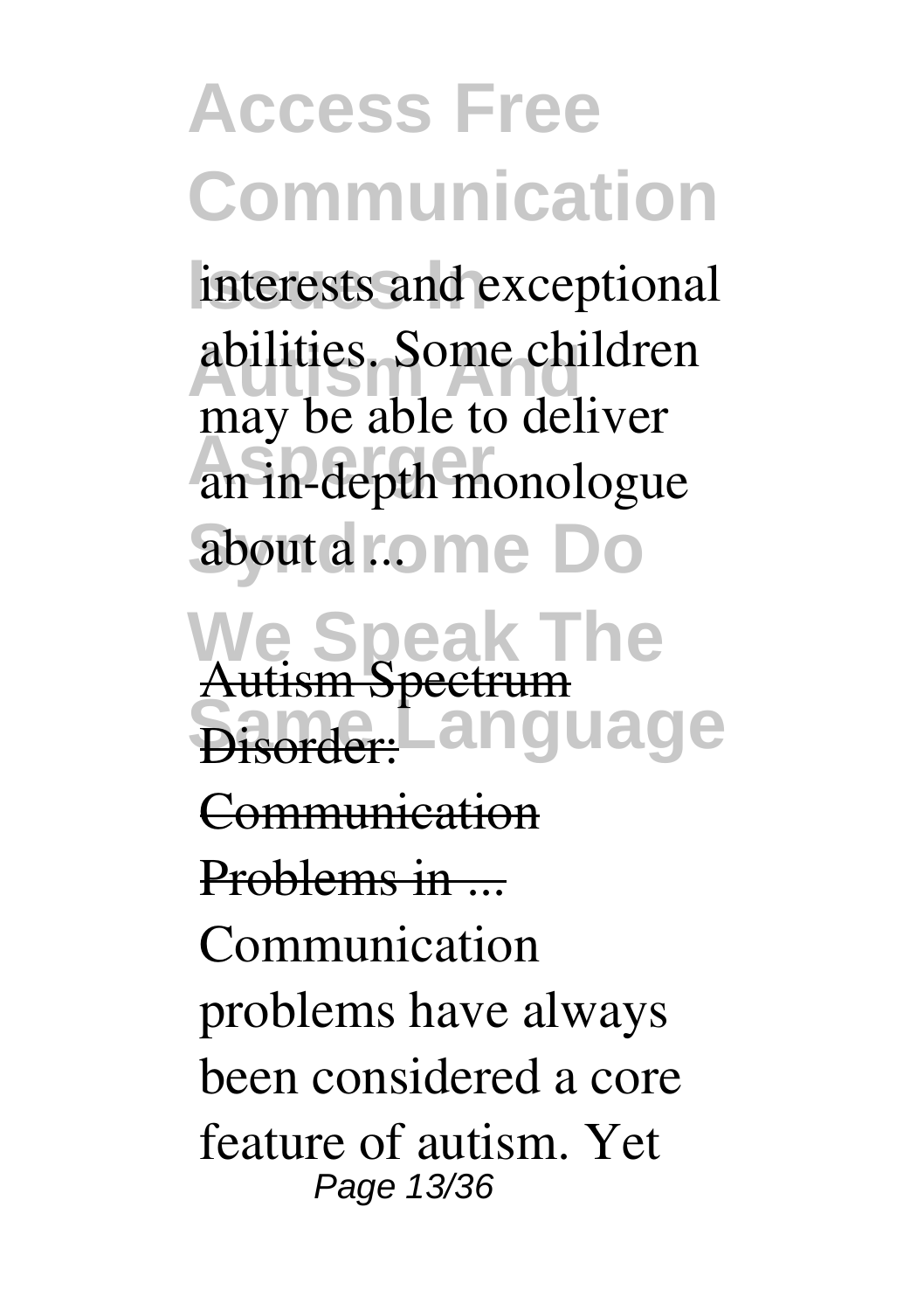interests and exceptional abilities. Some children may be able to deliver an in-depth monologue about a ...

Autism Spectrum Disorder: Communication Problems in ...

Communication problems have always been considered a core feature of autism. Yet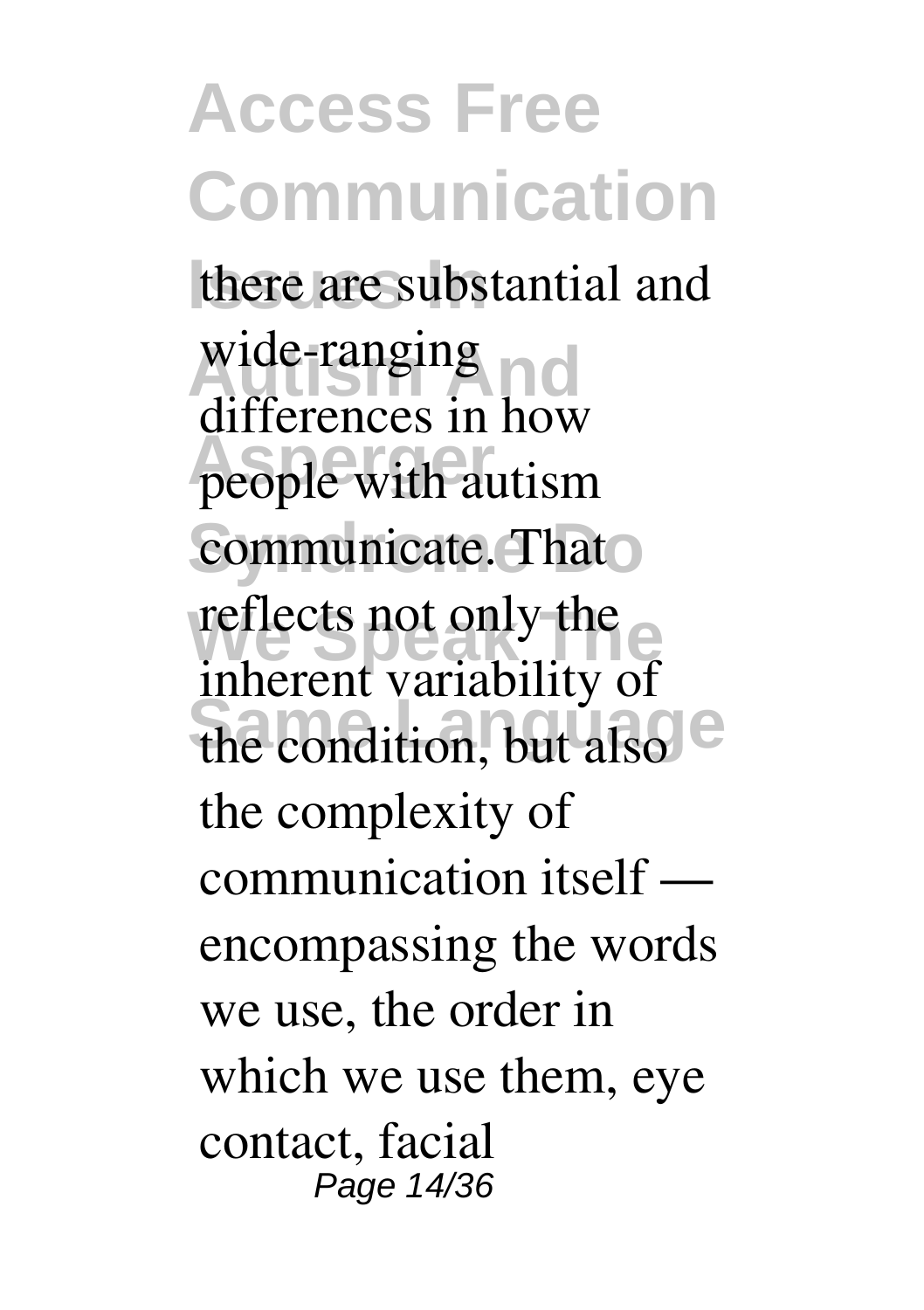there are substantial and wide-ranging differences in how people with autism communicate. That reflects not only the inherent variability of the condition, but also the complexity of communication itself — encompassing the words we use, the order in which we use them, eye contact, facial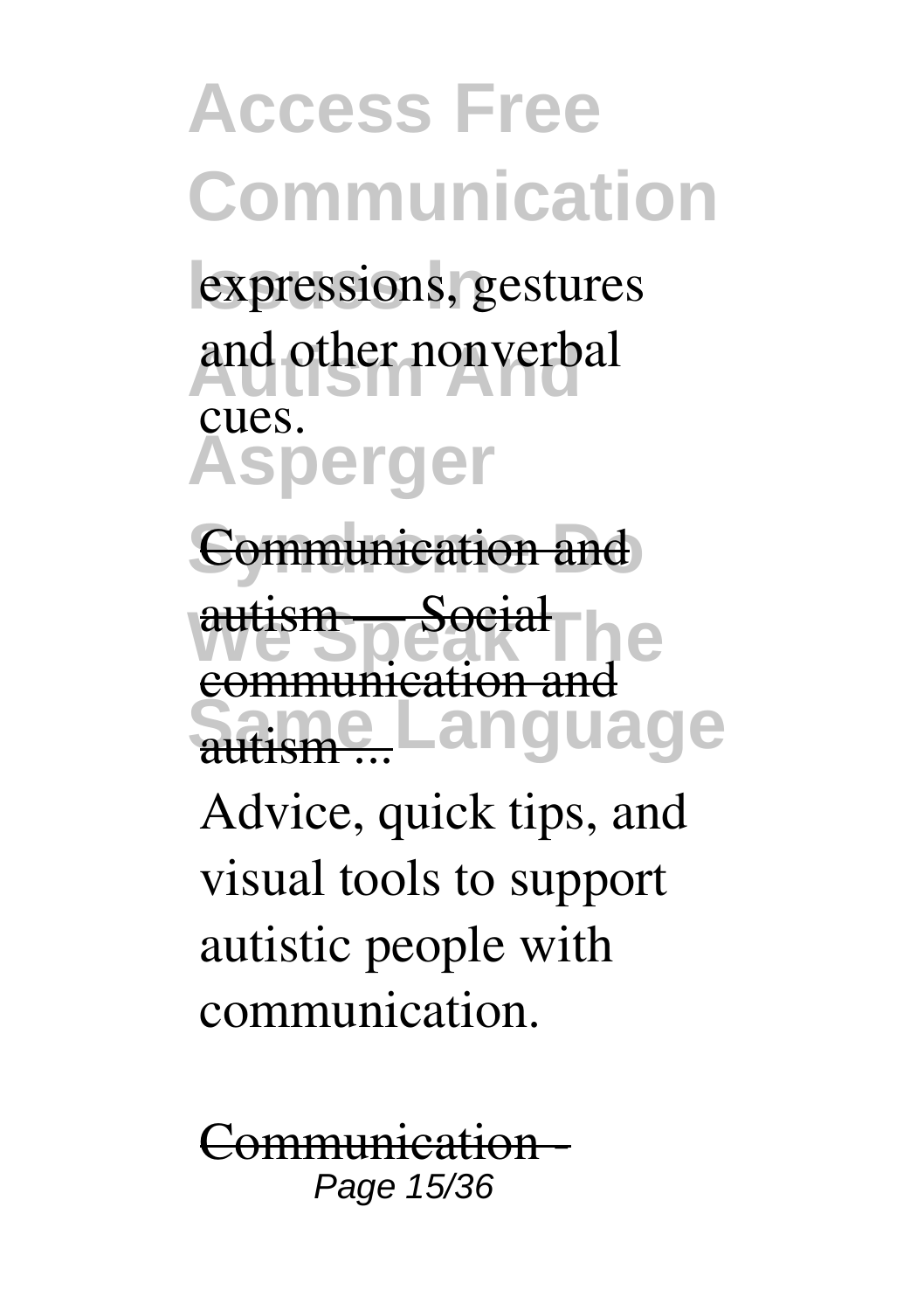expressions, gestures and other nonverbal cues.

Communication and autism — Social communication and autism ...

Advice, quick tips, and visual tools to support autistic people with communication.

Communication -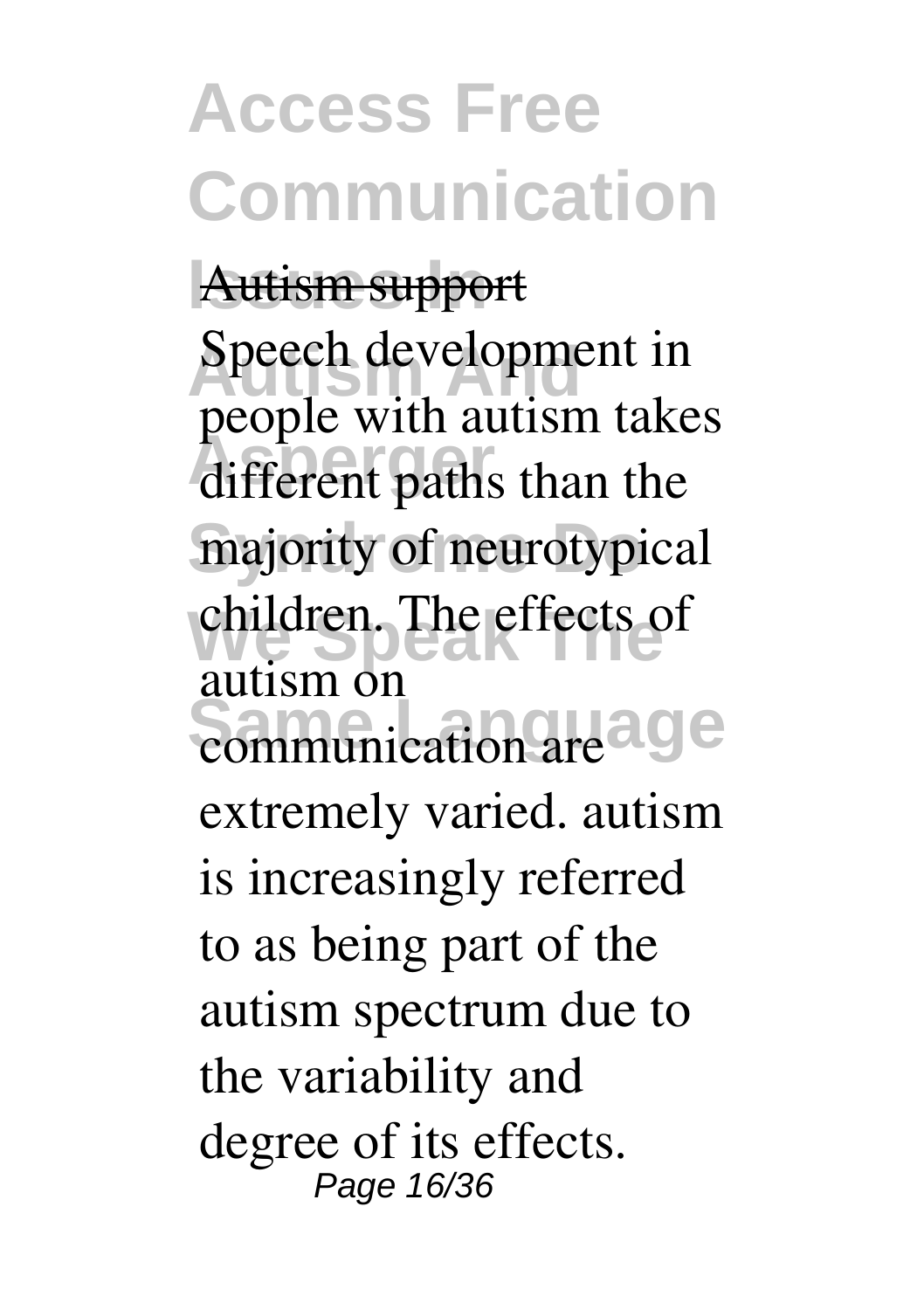Autism support

Speech development in people with autism takes different paths than the majority of neurotypical children. The effects of autism on communication are extremely varied. autism is increasingly referred to as being part of the autism spectrum due to the variability and degree of its effects.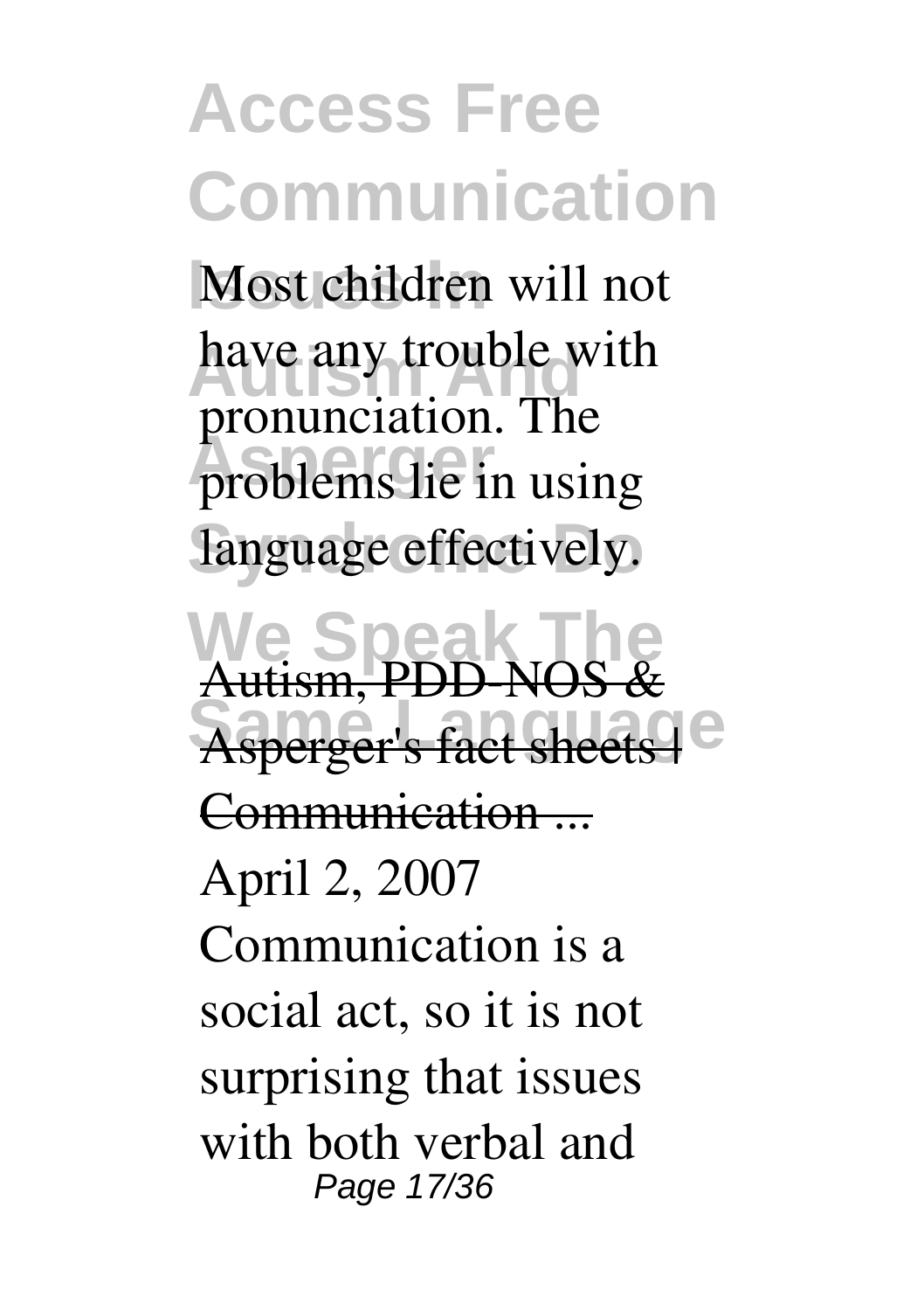Most children will not have any trouble with pronunciation. The problems lie in using language effectively.

Autism, PDD-NOS & Asperger's fact sheets | Communication ...

April 2, 2007 Communication is a social act, so it is not surprising that issues with both verbal and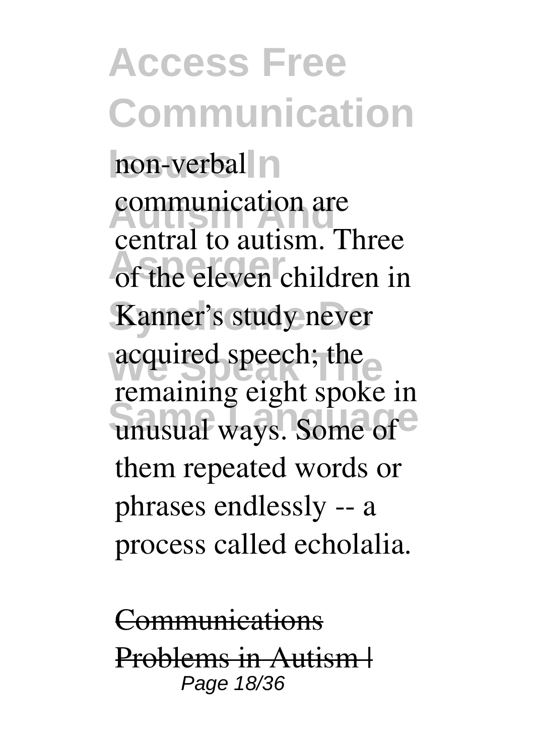non-verbal communication are central to autism. Three of the eleven children in Kanner's study never acquired speech; the remaining eight spoke in unusual ways. Some of them repeated words or phrases endlessly -- a process called echolalia.

Communications Problems in Autism |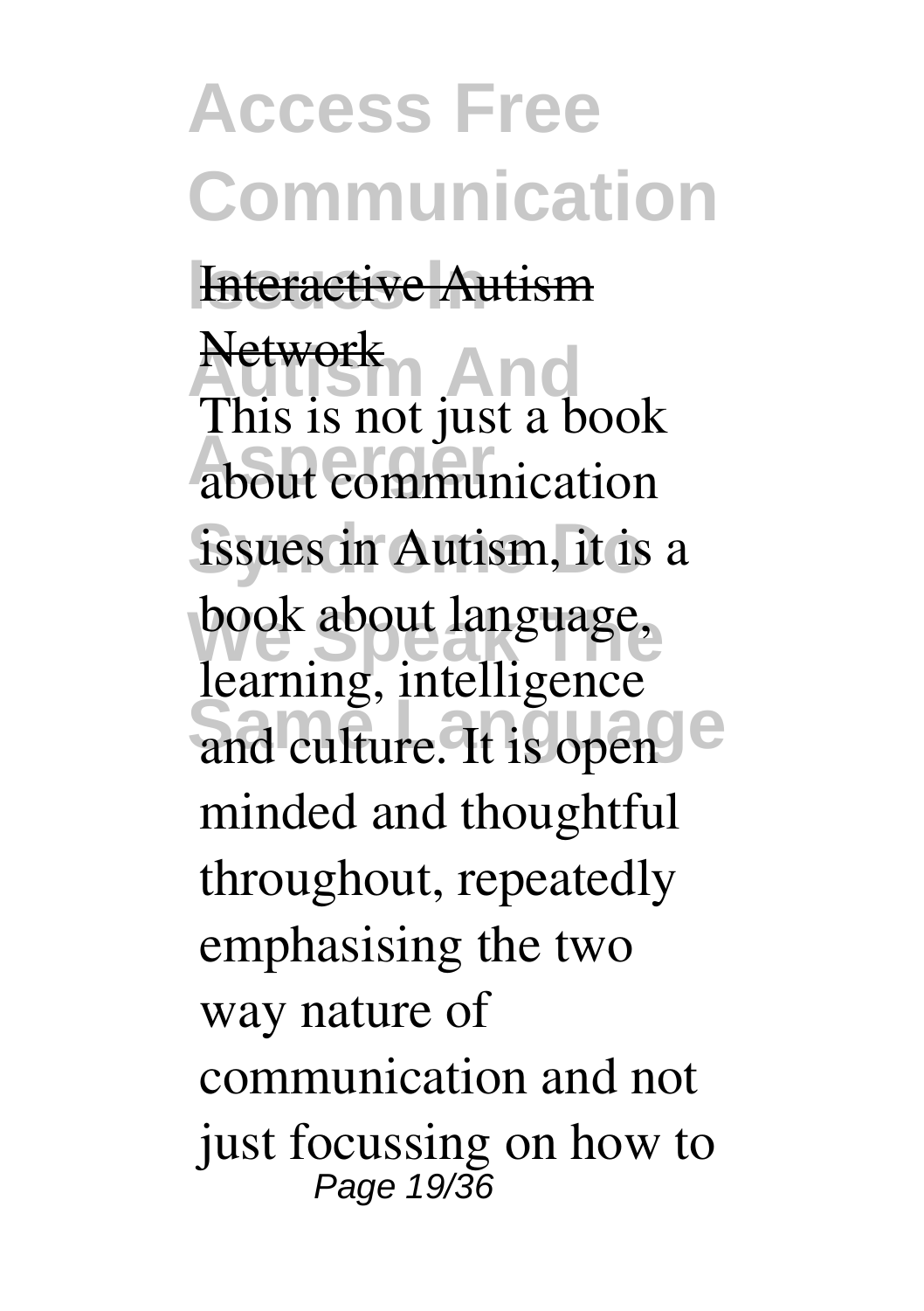Interactive Autism Network

This is not just a book about communication issues in Autism, it is a book about language, learning, intelligence and culture. It is open minded and thoughtful throughout, repeatedly emphasising the two way nature of communication and not just focussing on how to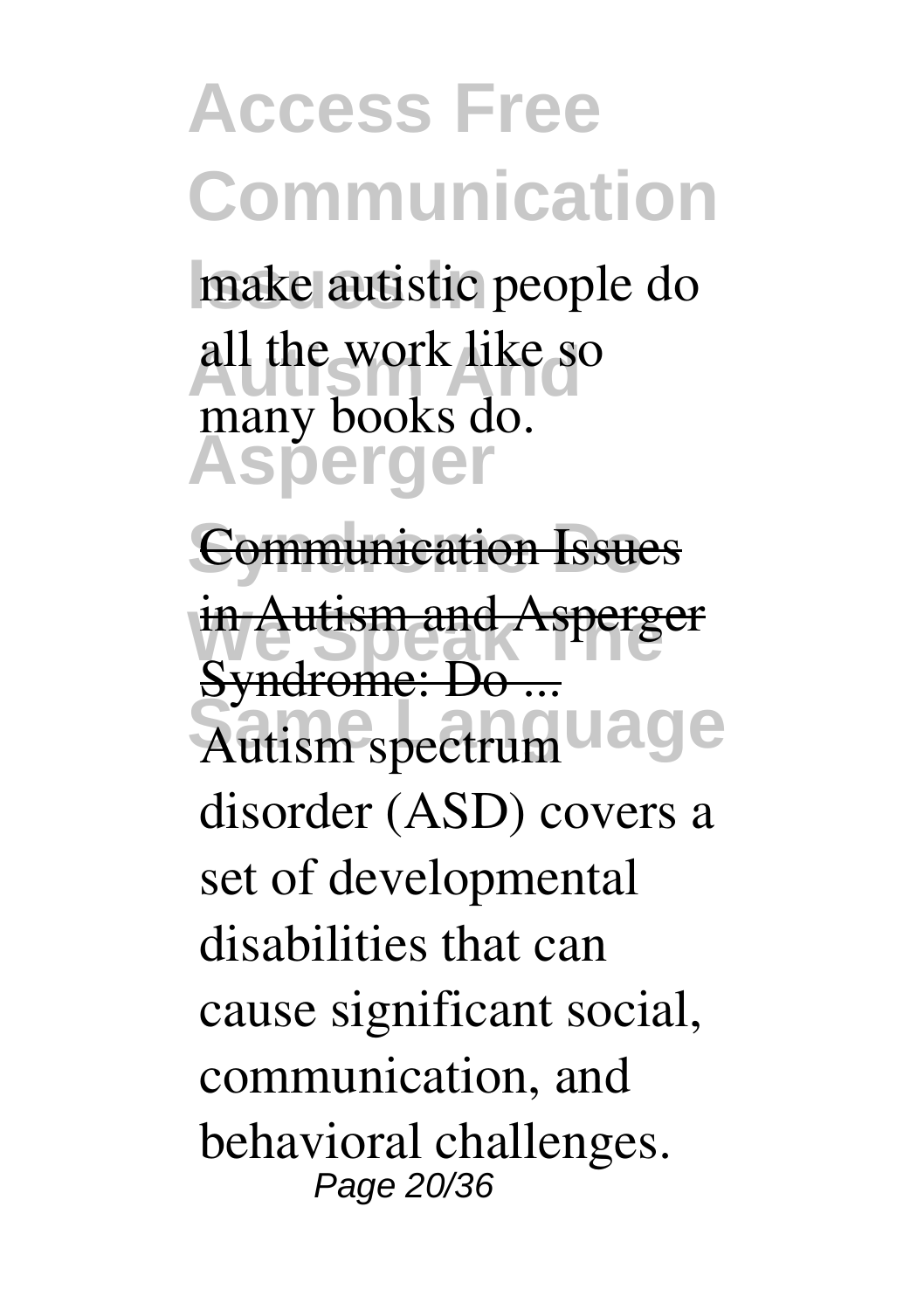make autistic people do all the work like so many books do.

Communication Issues in Autism and Asperger Syndrome: Do ...

Autism spectrum disorder (ASD) covers a set of developmental disabilities that can cause significant social, communication, and behavioral challenges.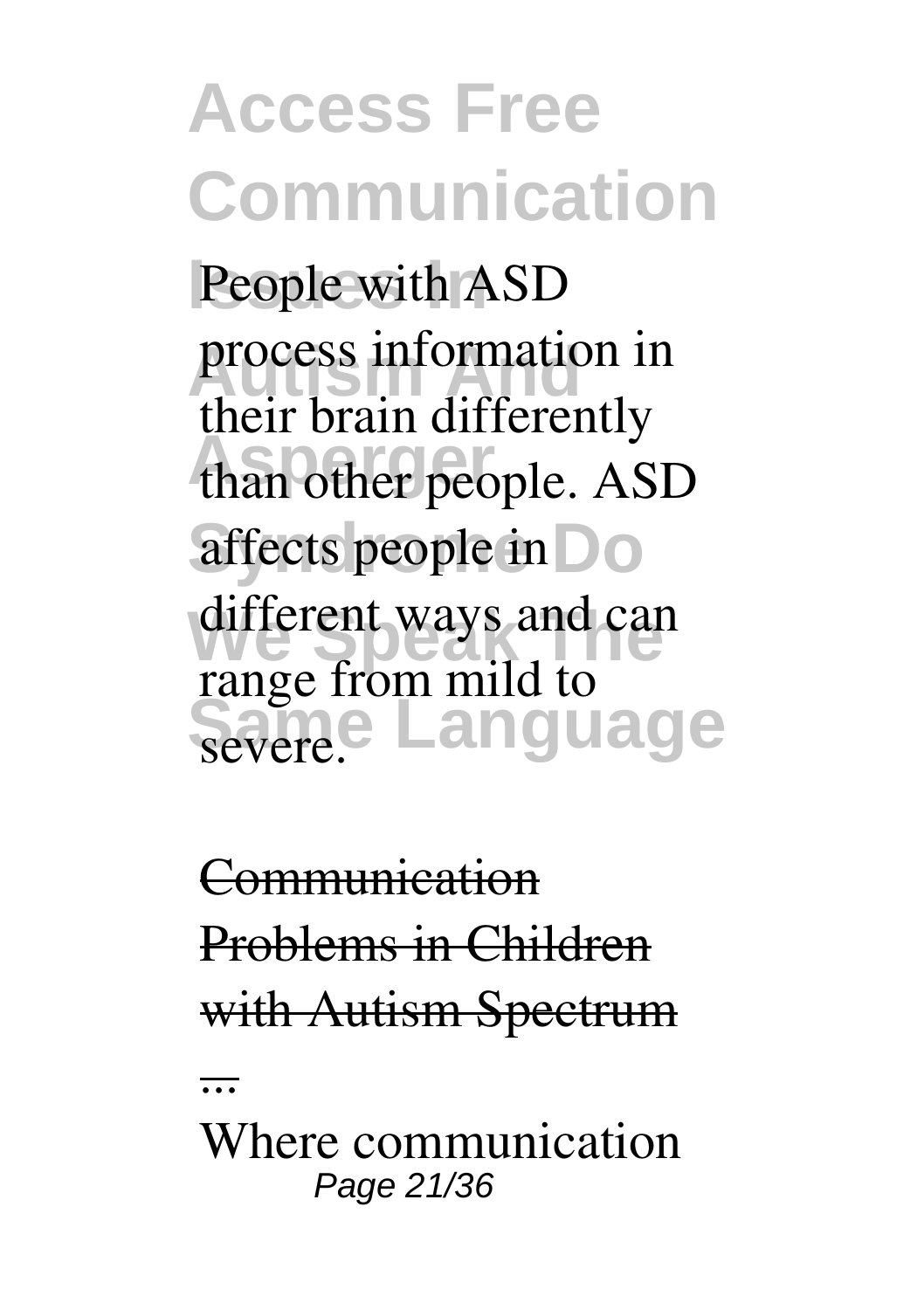People with ASD process information in their brain differently than other people. ASD affects people in different ways and can range from mild to severe.

Communication Problems in Children with Autism Spectrum ...

Where communication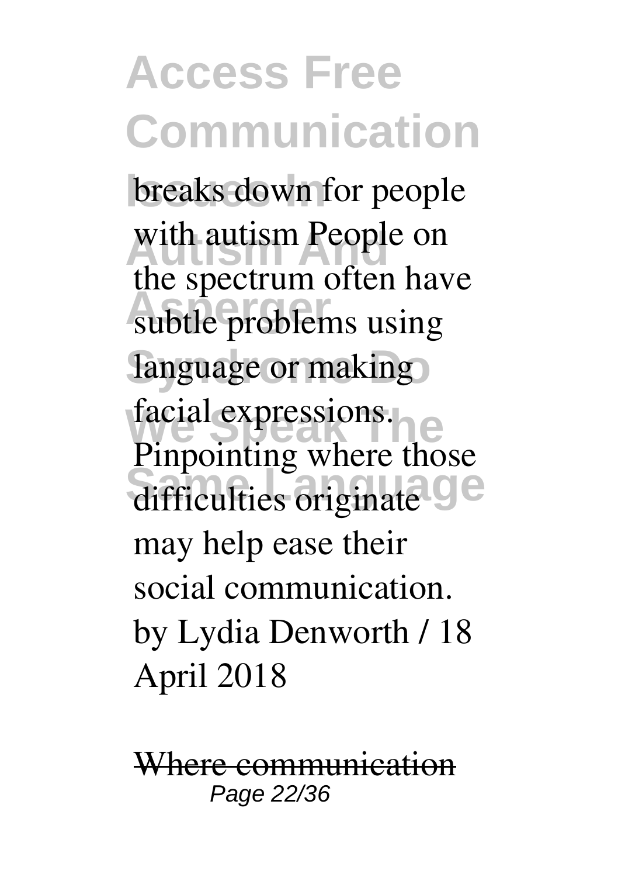breaks down for people with autism People on the spectrum often have subtle problems using language or making facial expressions. Pinpointing where those difficulties originate may help ease their social communication. by Lydia Denworth / 18 April 2018

~~Where communication~~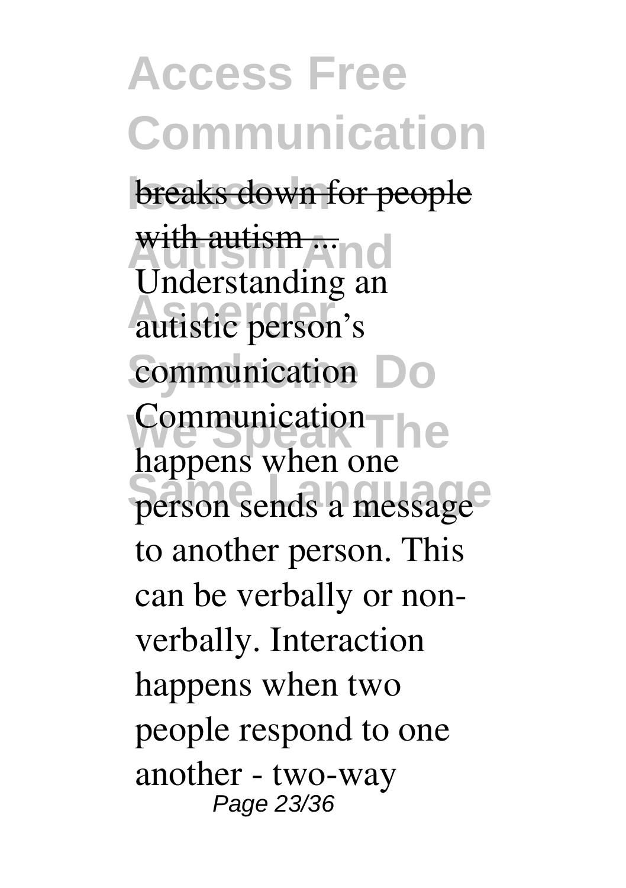breaks down for people with autism ...

Understanding an autistic person's communication

Communication happens when one person sends a message to another person. This can be verbally or non-verbally. Interaction happens when two people respond to one another - two-way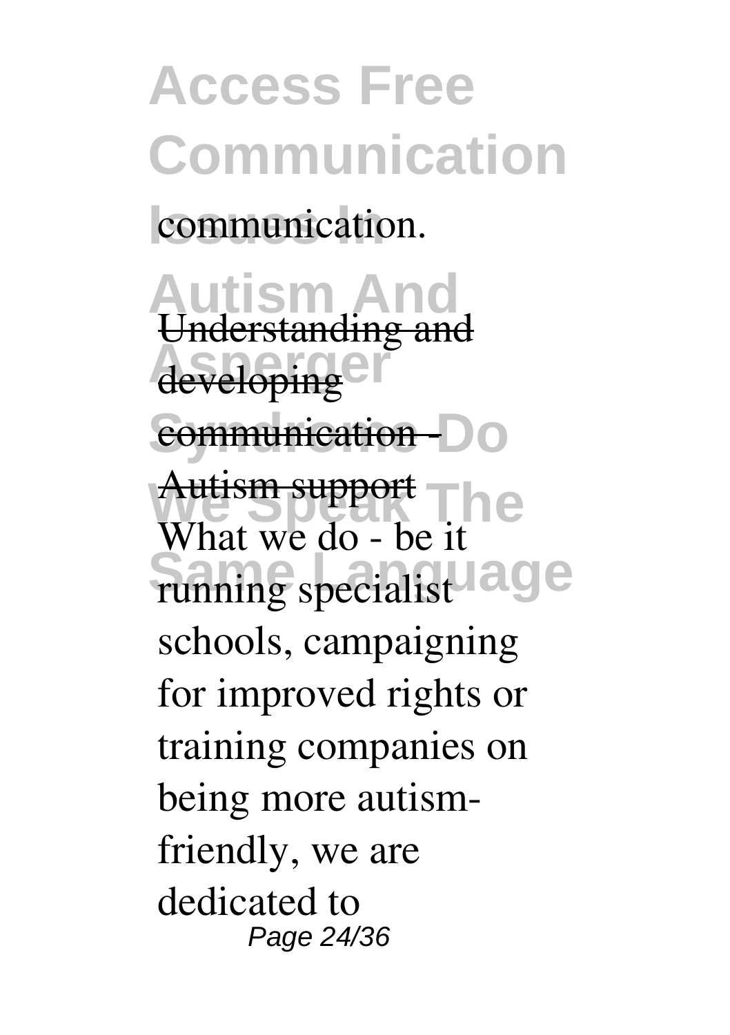communication.

Understanding and developing communication - Autism support

What we do - be it running specialist schools, campaigning for improved rights or training companies on being more autism-friendly, we are dedicated to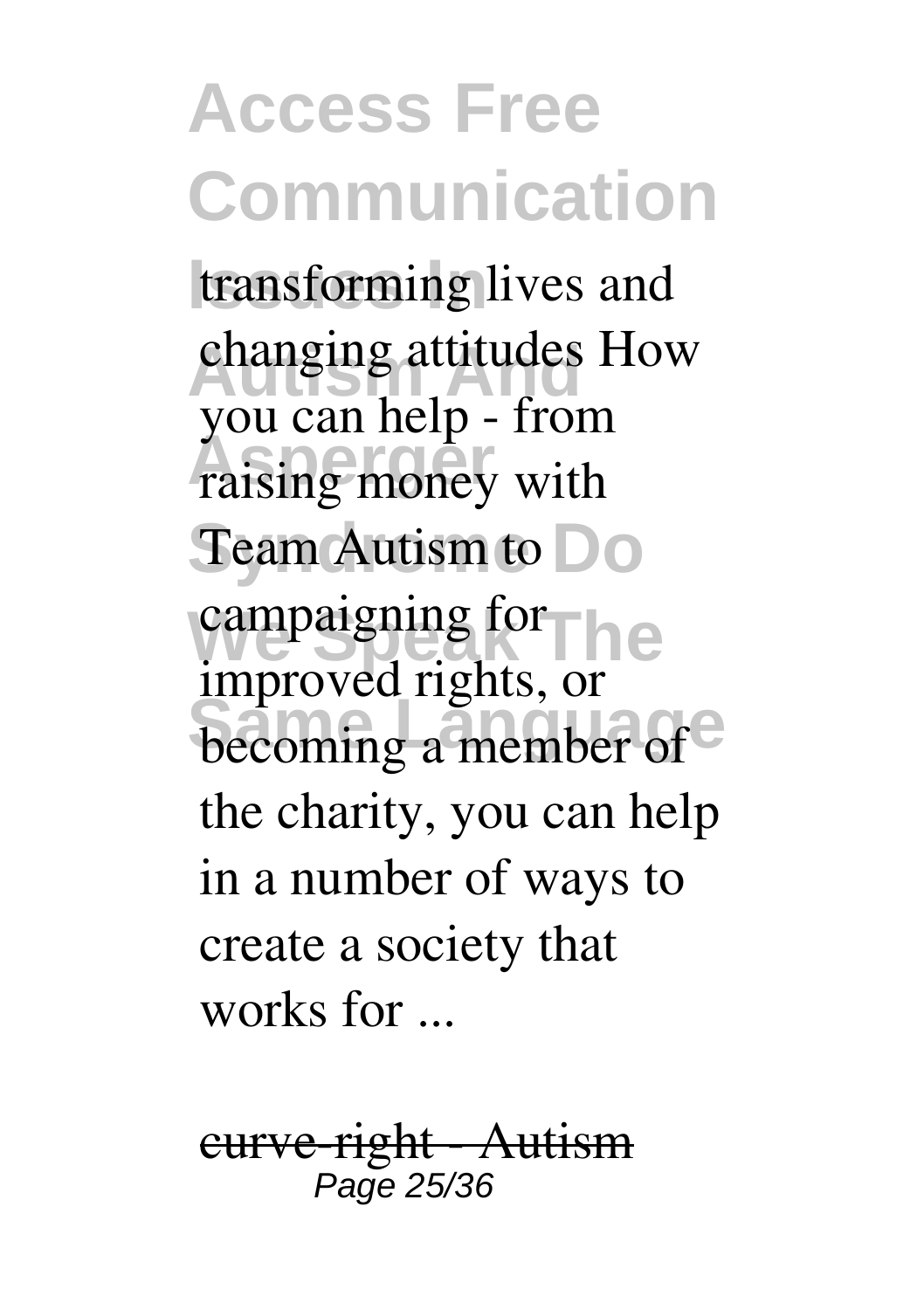transforming lives and changing attitudes How you can help - from raising money with Team Autism to campaigning for improved rights, or becoming a member of the charity, you can help in a number of ways to create a society that works for ...

~~curve-right - Autism~~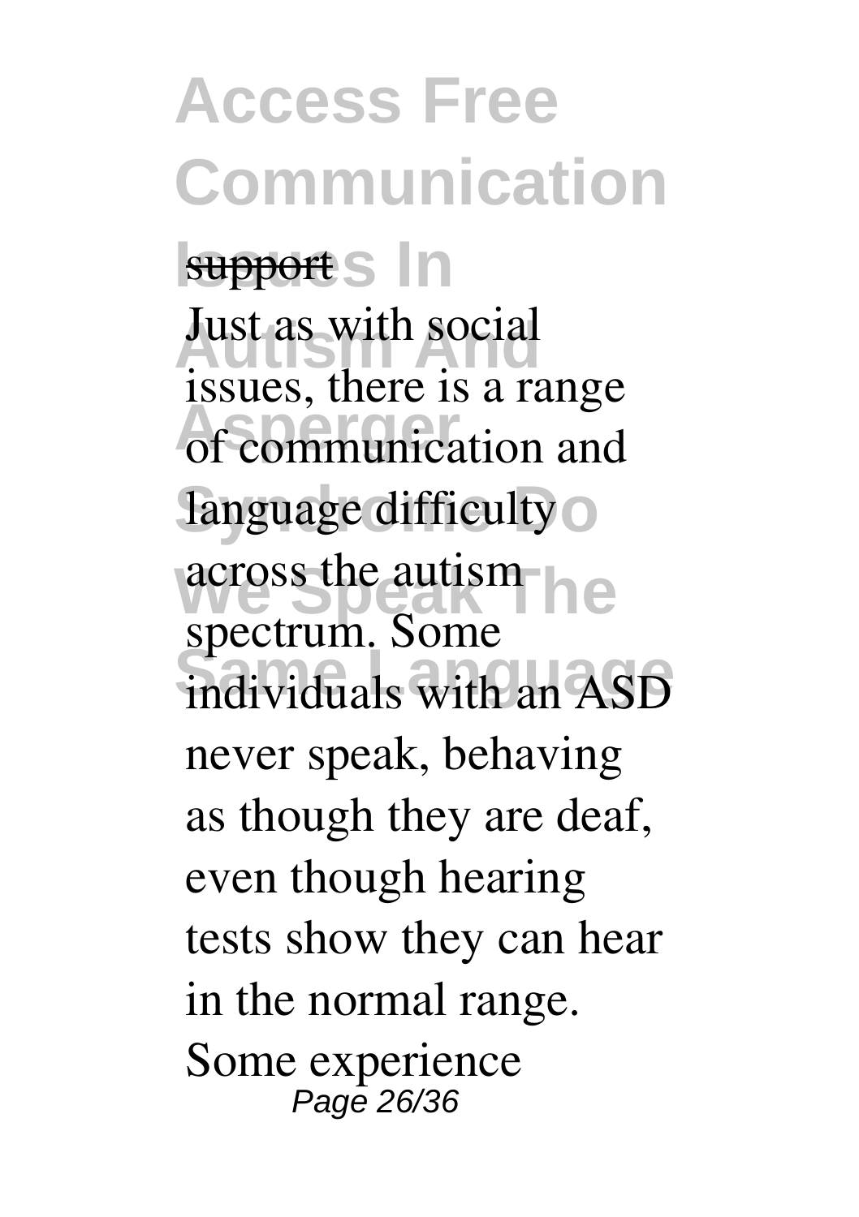support

Just as with social issues, there is a range of communication and language difficulty across the autism spectrum. Some individuals with an ASD never speak, behaving as though they are deaf, even though hearing tests show they can hear in the normal range. Some experience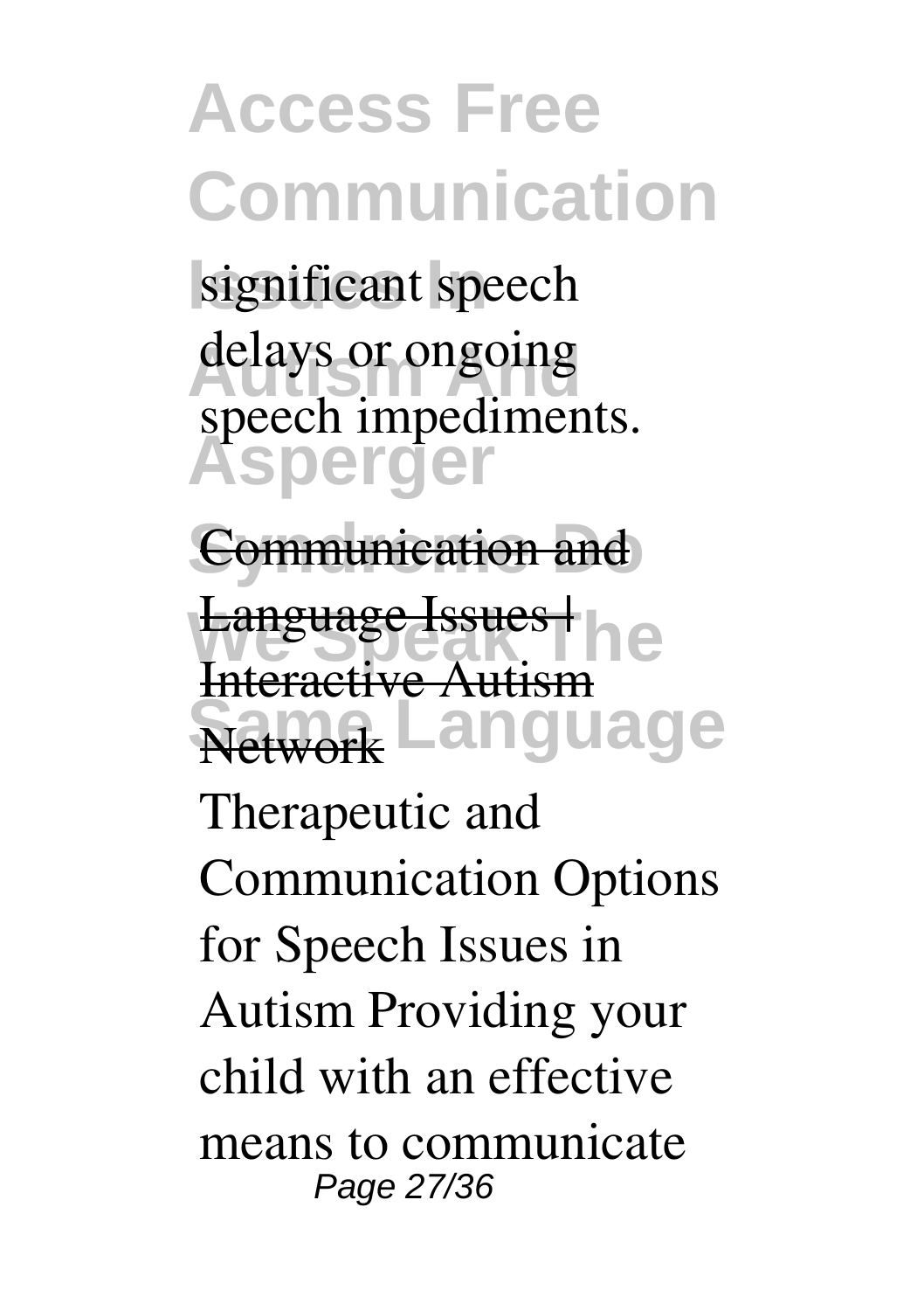significant speech delays or ongoing speech impediments.

Communication and Language Issues | Interactive Autism Network

Therapeutic and Communication Options for Speech Issues in Autism Providing your child with an effective means to communicate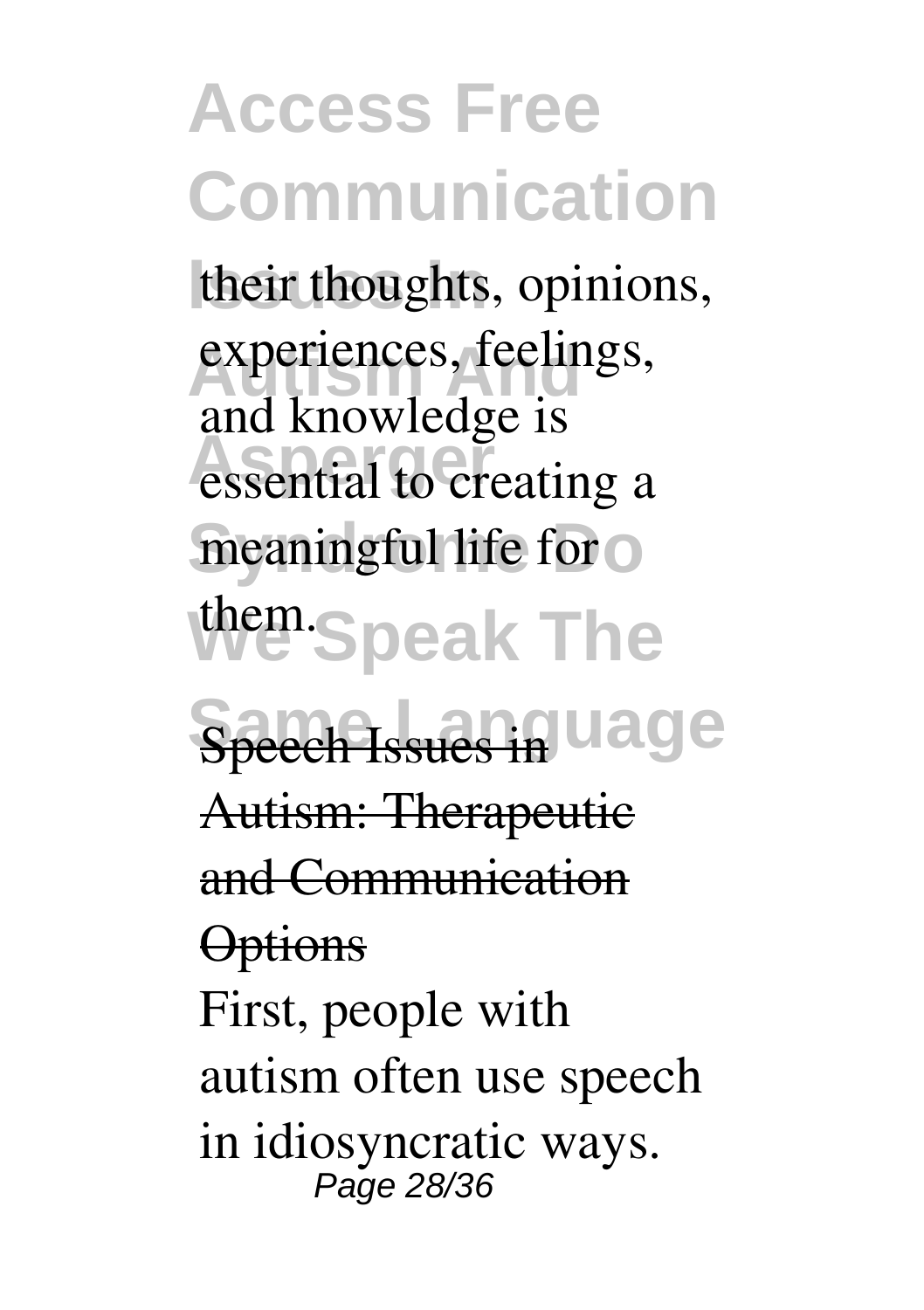their thoughts, opinions, experiences, feelings, and knowledge is essential to creating a meaningful life for them.

Speech Issues in Autism: Therapeutic and Communication Options

First, people with autism often use speech in idiosyncratic ways.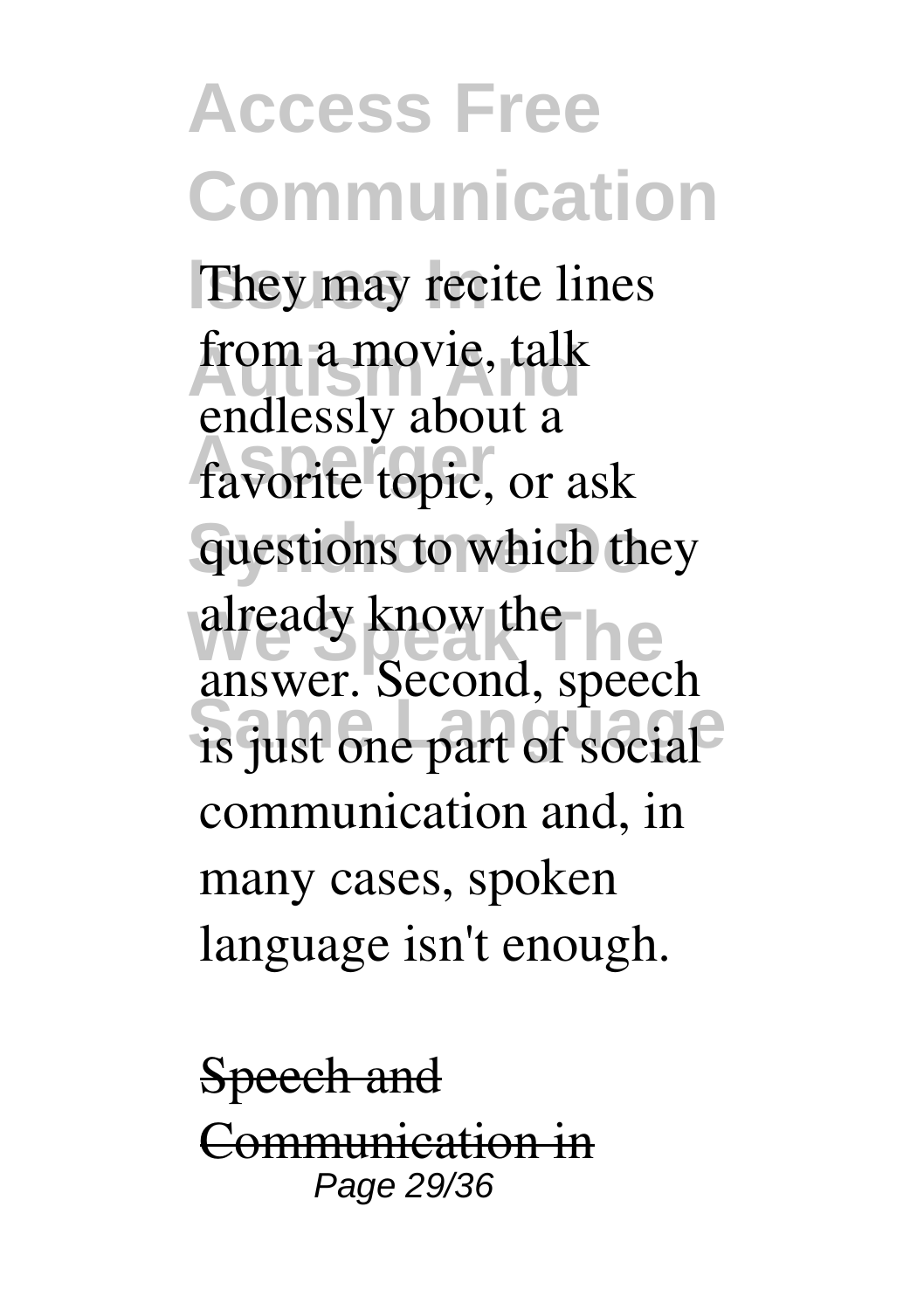They may recite lines from a movie, talk endlessly about a favorite topic, or ask questions to which they already know the answer. Second, speech is just one part of social communication and, in many cases, spoken language isn't enough.

Speech and Communication in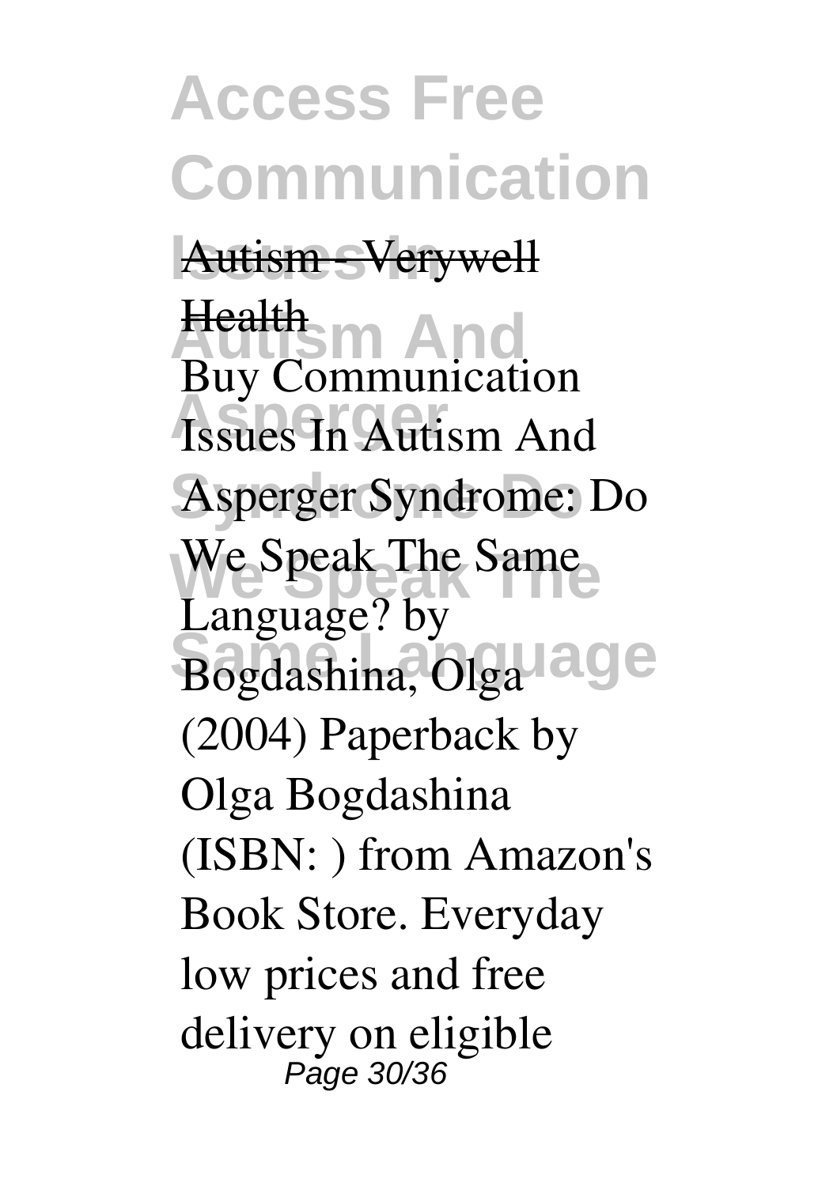Autism - Verywell Health

Buy Communication Issues In Autism And Asperger Syndrome: Do We Speak The Same Language? by Bogdashina, Olga (2004) Paperback by Olga Bogdashina (ISBN: ) from Amazon's Book Store. Everyday low prices and free delivery on eligible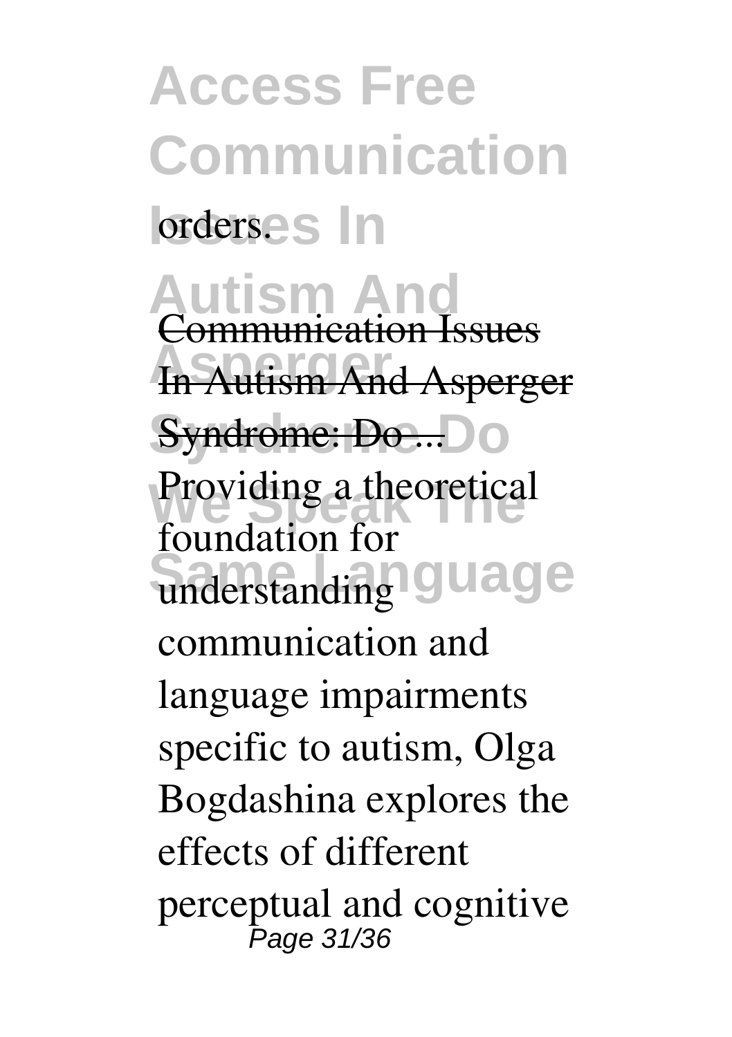orders.

Communication Issues In Autism And Asperger Syndrome: Do ...

Providing a theoretical foundation for understanding communication and language impairments specific to autism, Olga Bogdashina explores the effects of different perceptual and cognitive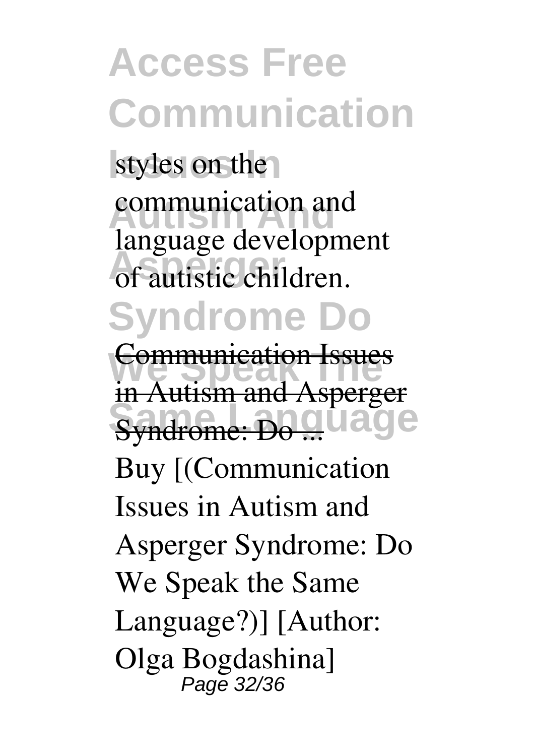styles on the communication and language development of autistic children.

Communication Issues in Autism and Asperger Syndrome: Do ...

Buy [(Communication Issues in Autism and Asperger Syndrome: Do We Speak the Same Language?)] [Author: Olga Bogdashina]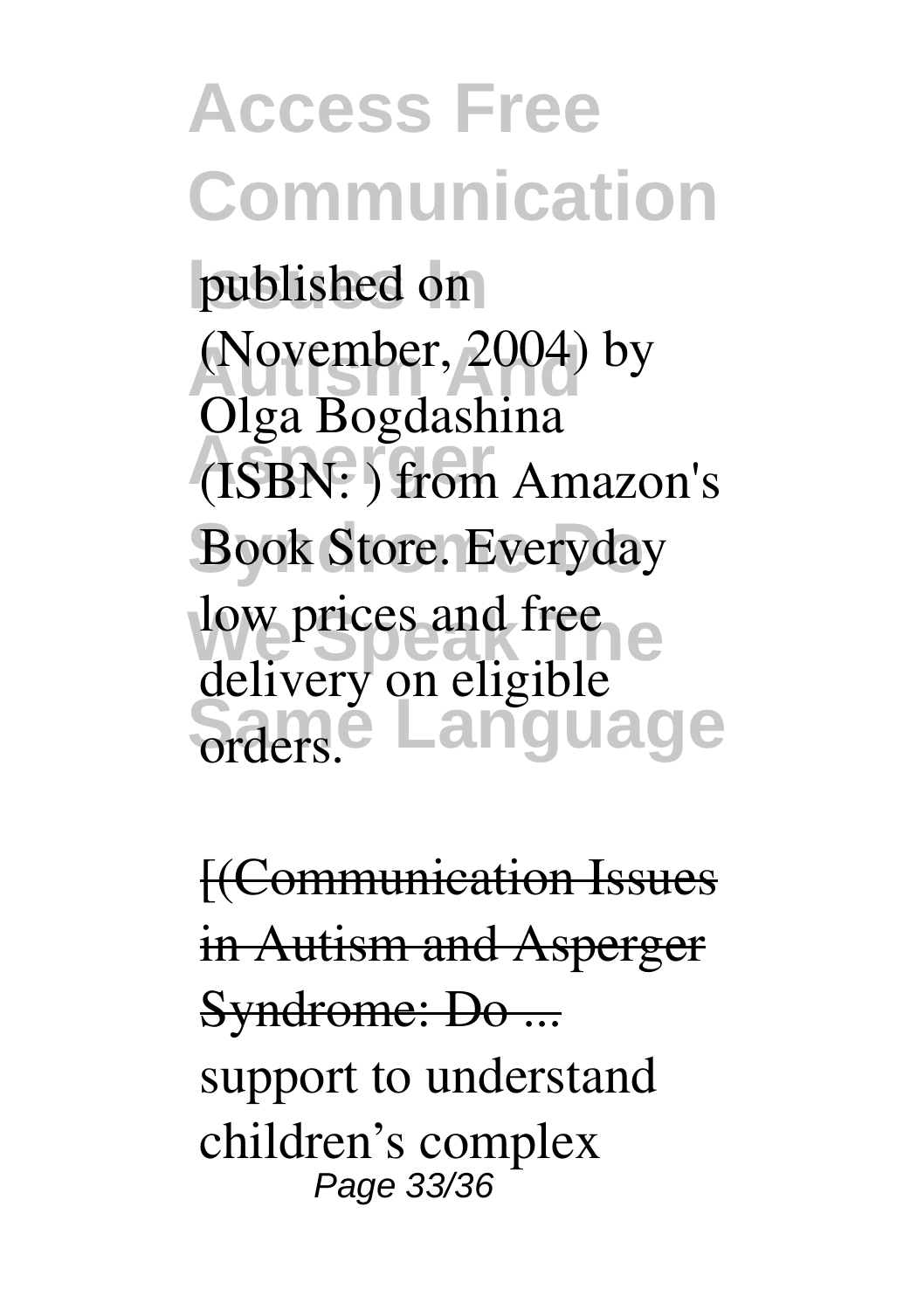published on (November, 2004) by Olga Bogdashina (ISBN: ) from Amazon's Book Store. Everyday low prices and free delivery on eligible orders.

~~[(Communication Issues in Autism and Asperger Syndrome: Do ...~~

support to understand children's complex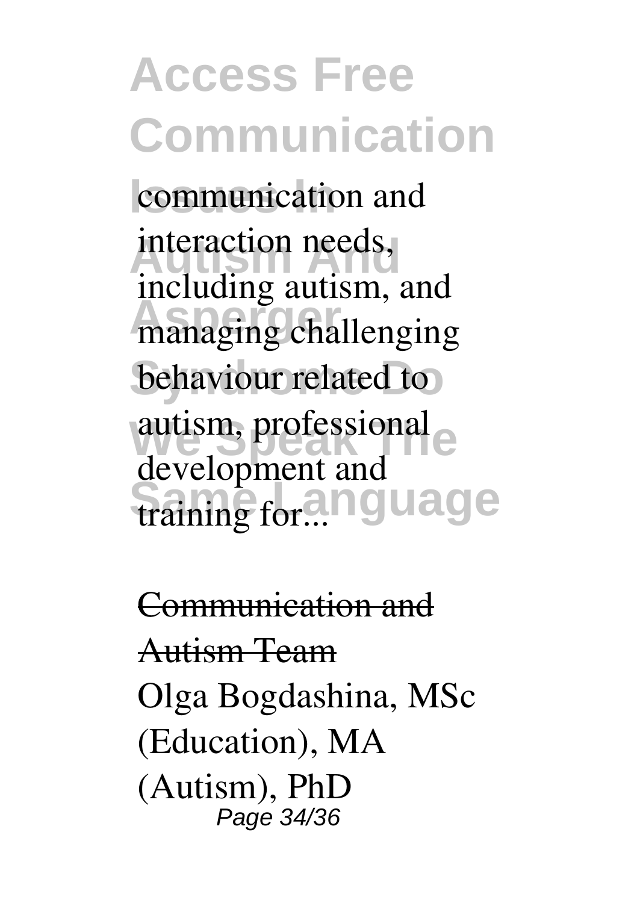communication and interaction needs, including autism, and managing challenging behaviour related to autism, professional development and training for...

Communication and Autism Team

Olga Bogdashina, MSc (Education), MA (Autism), PhD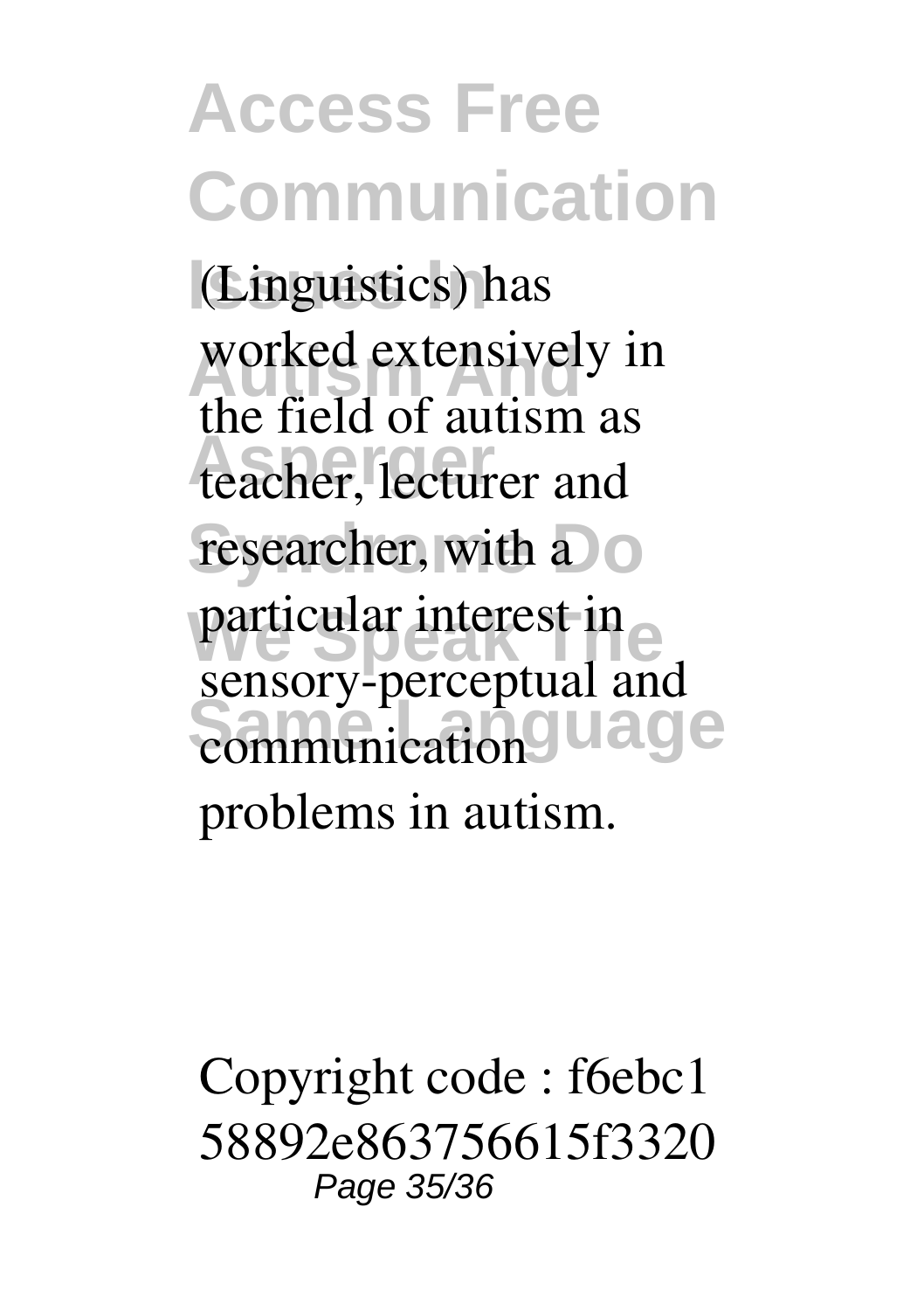(Linguistics) has worked extensively in the field of autism as teacher, lecturer and researcher, with a particular interest in sensory-perceptual and communication problems in autism.

Copyright code : f6ebc158892e863756615f3320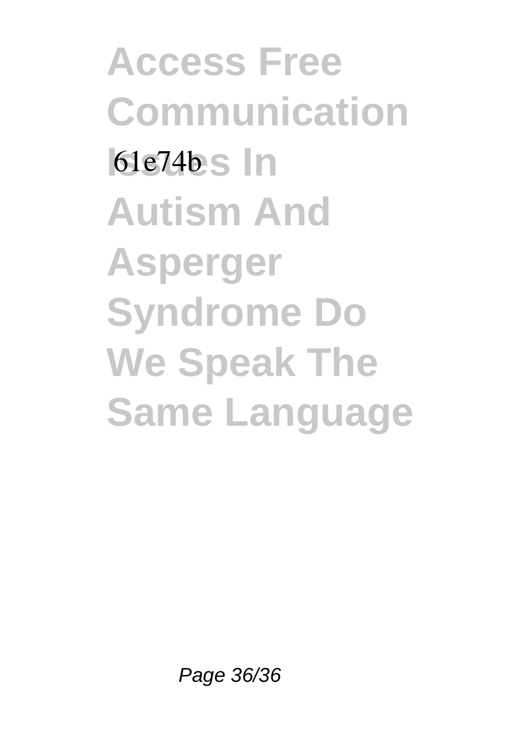61e74b